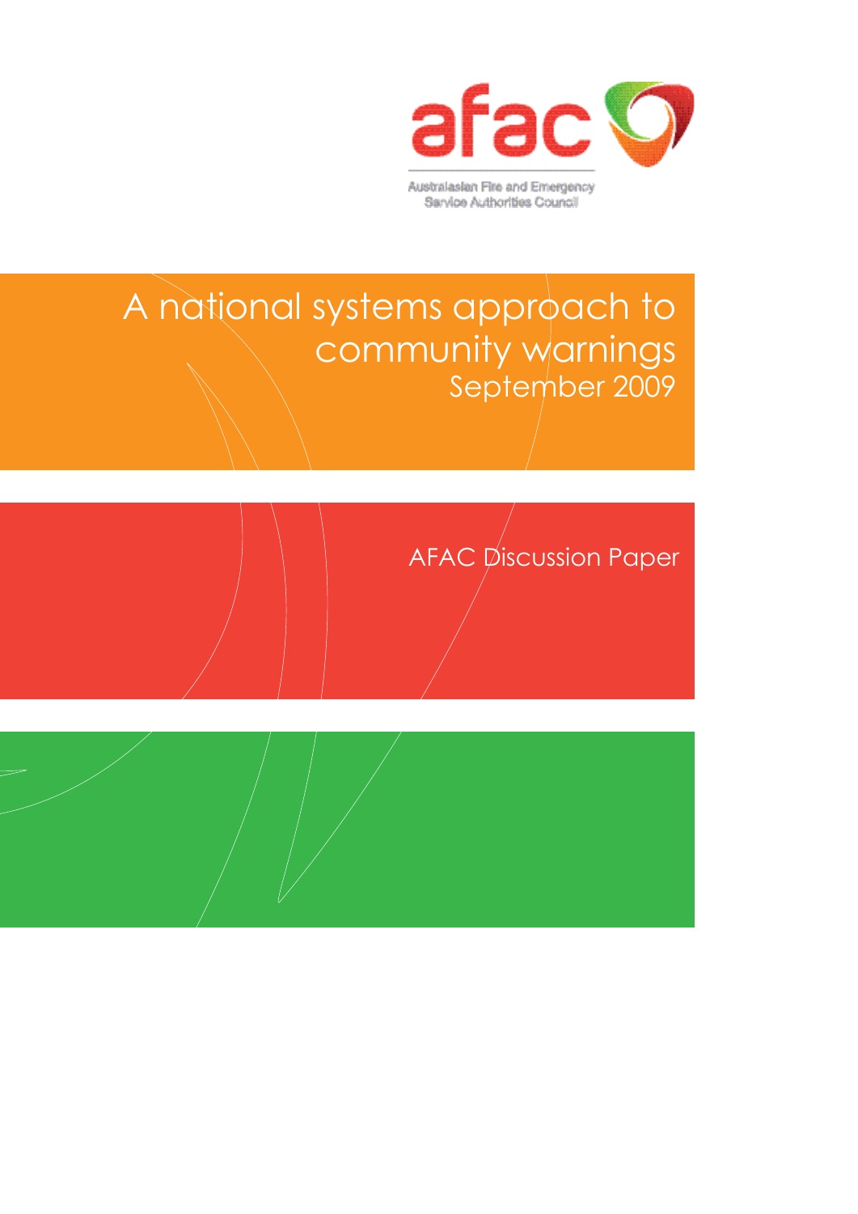afac

Australasian Fire and Emergency Service Authorities Council

# A national systems approach to community warnings

September 2009

AFAC Discussion Paper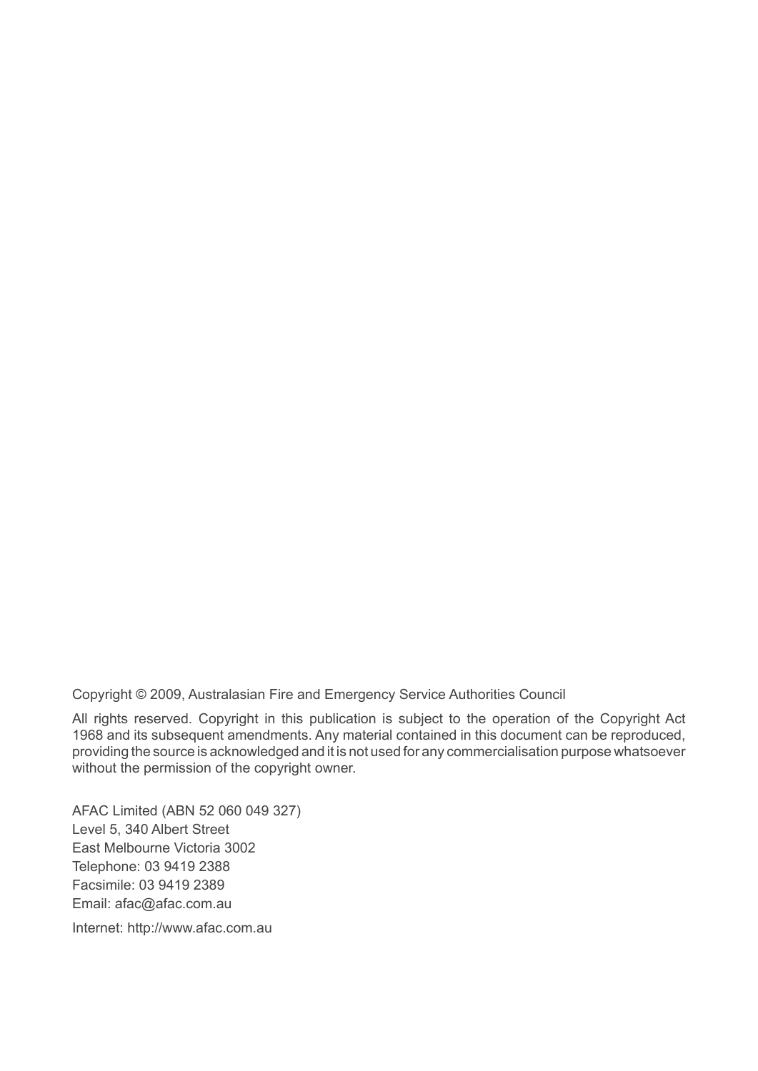Copyright © 2009, Australasian Fire and Emergency Service Authorities Council

All rights reserved. Copyright in this publication is subject to the operation of the Copyright Act 1968 and its subsequent amendments. Any material contained in this document can be reproduced, providing the source is acknowledged and it is not used for any commercialisation purpose whatsoever without the permission of the copyright owner.

AFAC Limited (ABN 52 060 049 327)
Level 5, 340 Albert Street
East Melbourne Victoria 3002
Telephone: 03 9419 2388
Facsimile: 03 9419 2389
Email: afac@afac.com.au

Internet: http://www.afac.com.au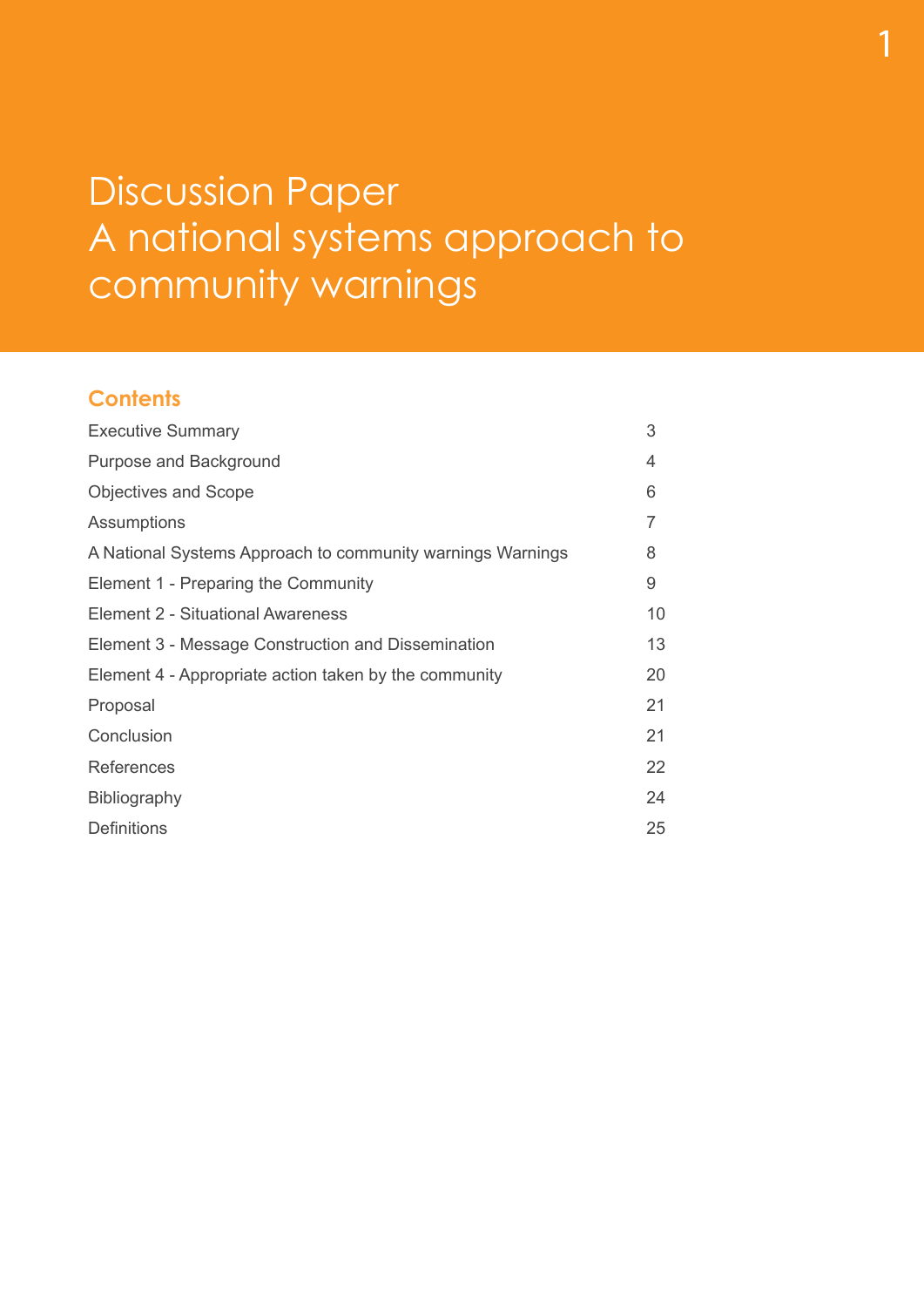# Discussion Paper
# A national systems approach to community warnings

## Contents

| | |
|---|---|
| Executive Summary | 3 |
| Purpose and Background | 4 |
| Objectives and Scope | 6 |
| Assumptions | 7 |
| A National Systems Approach to community warnings Warnings | 8 |
| Element 1 - Preparing the Community | 9 |
| Element 2 - Situational Awareness | 10 |
| Element 3 - Message Construction and Dissemination | 13 |
| Element 4 - Appropriate action taken by the community | 20 |
| Proposal | 21 |
| Conclusion | 21 |
| References | 22 |
| Bibliography | 24 |
| Definitions | 25 |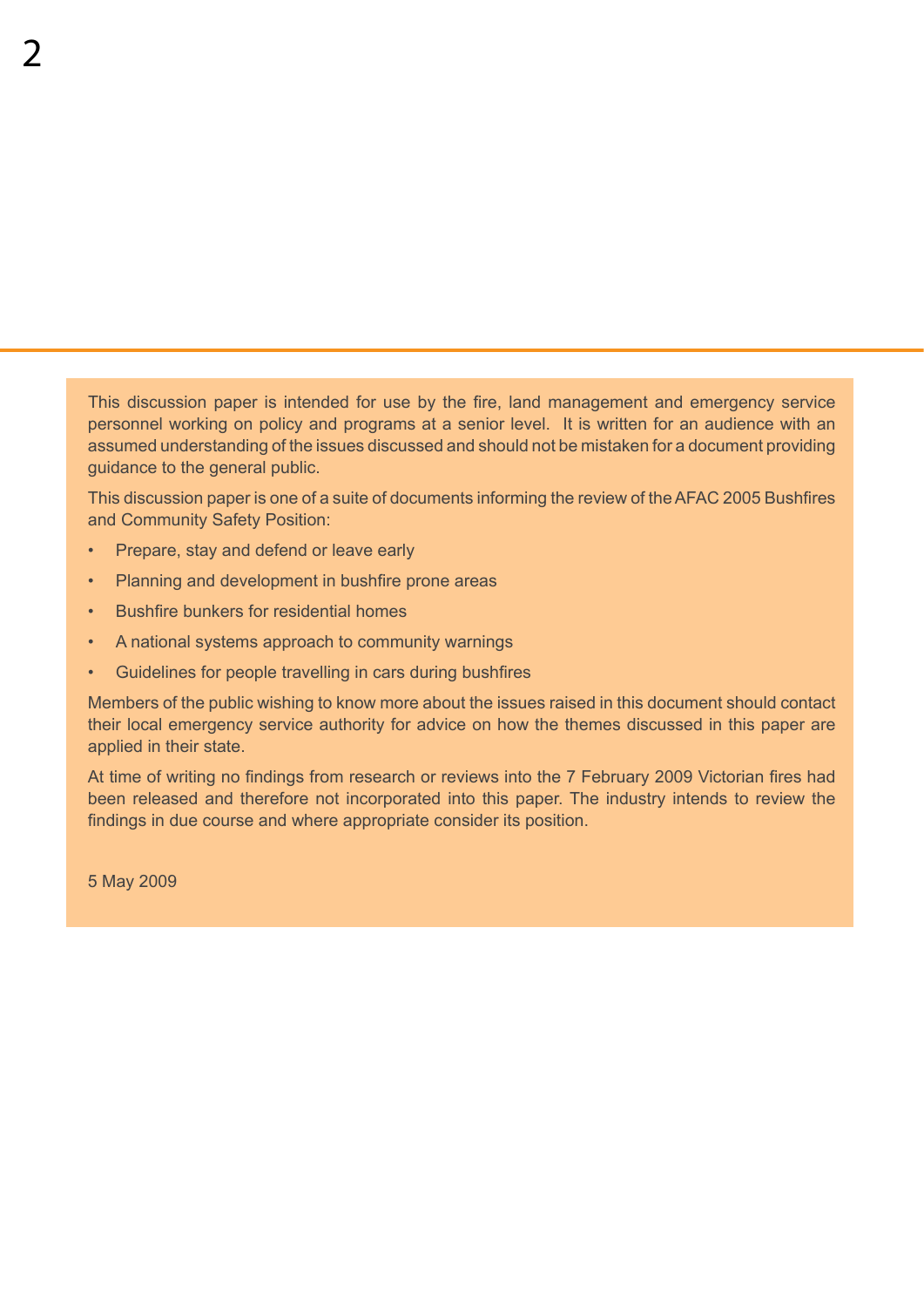This discussion paper is intended for use by the fire, land management and emergency service personnel working on policy and programs at a senior level. It is written for an audience with an assumed understanding of the issues discussed and should not be mistaken for a document providing guidance to the general public.

This discussion paper is one of a suite of documents informing the review of the AFAC 2005 Bushfires and Community Safety Position:

- Prepare, stay and defend or leave early
- Planning and development in bushfire prone areas
- Bushfire bunkers for residential homes
- A national systems approach to community warnings
- Guidelines for people travelling in cars during bushfires

Members of the public wishing to know more about the issues raised in this document should contact their local emergency service authority for advice on how the themes discussed in this paper are applied in their state.

At time of writing no findings from research or reviews into the 7 February 2009 Victorian fires had been released and therefore not incorporated into this paper. The industry intends to review the findings in due course and where appropriate consider its position.

5 May 2009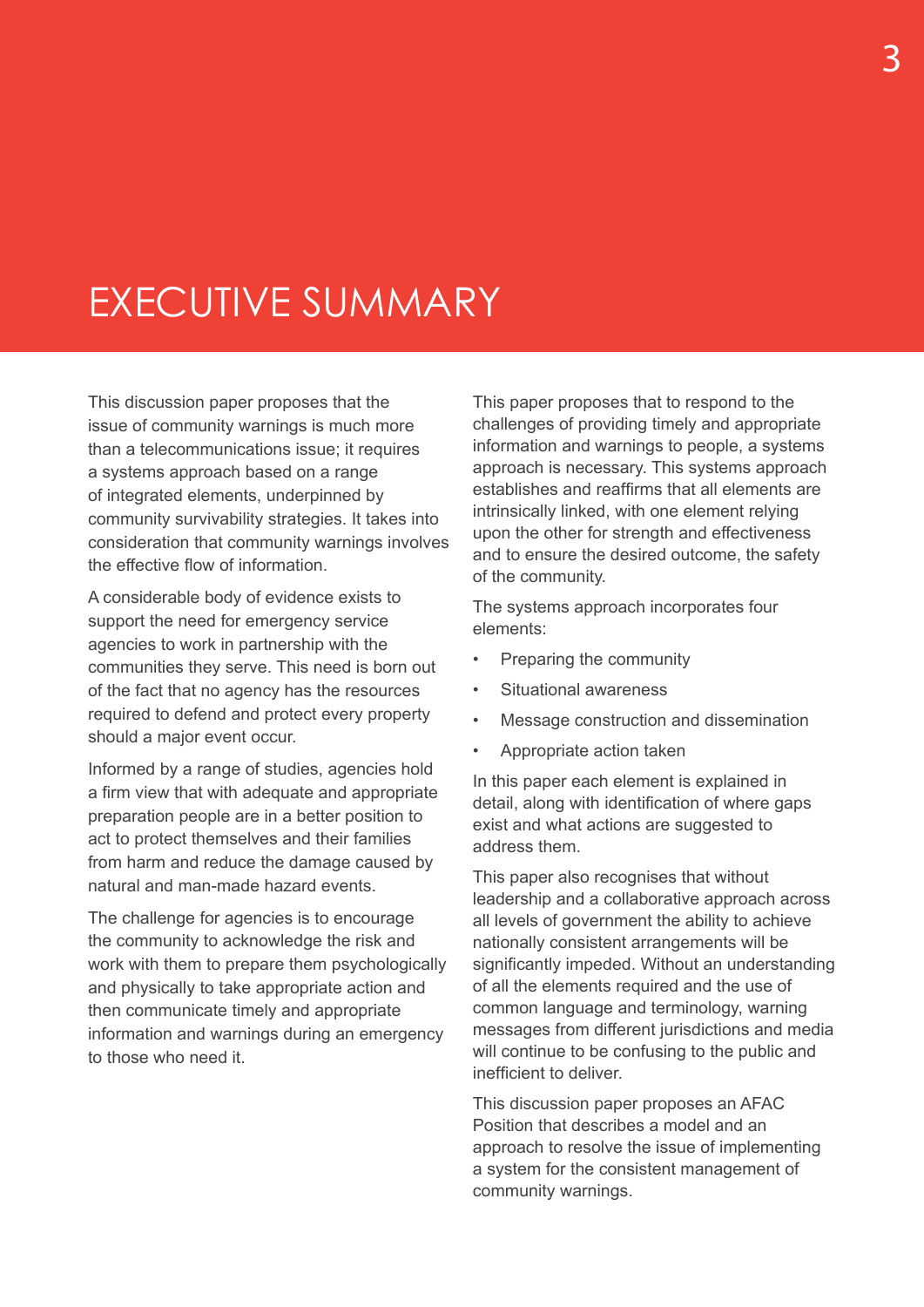# EXECUTIVE SUMMARY

This discussion paper proposes that the issue of community warnings is much more than a telecommunications issue; it requires a systems approach based on a range of integrated elements, underpinned by community survivability strategies. It takes into consideration that community warnings involves the effective flow of information.

A considerable body of evidence exists to support the need for emergency service agencies to work in partnership with the communities they serve. This need is born out of the fact that no agency has the resources required to defend and protect every property should a major event occur.

Informed by a range of studies, agencies hold a firm view that with adequate and appropriate preparation people are in a better position to act to protect themselves and their families from harm and reduce the damage caused by natural and man-made hazard events.

The challenge for agencies is to encourage the community to acknowledge the risk and work with them to prepare them psychologically and physically to take appropriate action and then communicate timely and appropriate information and warnings during an emergency to those who need it.

This paper proposes that to respond to the challenges of providing timely and appropriate information and warnings to people, a systems approach is necessary. This systems approach establishes and reaffirms that all elements are intrinsically linked, with one element relying upon the other for strength and effectiveness and to ensure the desired outcome, the safety of the community.

The systems approach incorporates four elements:

- Preparing the community
- Situational awareness
- Message construction and dissemination
- Appropriate action taken

In this paper each element is explained in detail, along with identification of where gaps exist and what actions are suggested to address them.

This paper also recognises that without leadership and a collaborative approach across all levels of government the ability to achieve nationally consistent arrangements will be significantly impeded. Without an understanding of all the elements required and the use of common language and terminology, warning messages from different jurisdictions and media will continue to be confusing to the public and inefficient to deliver.

This discussion paper proposes an AFAC Position that describes a model and an approach to resolve the issue of implementing a system for the consistent management of community warnings.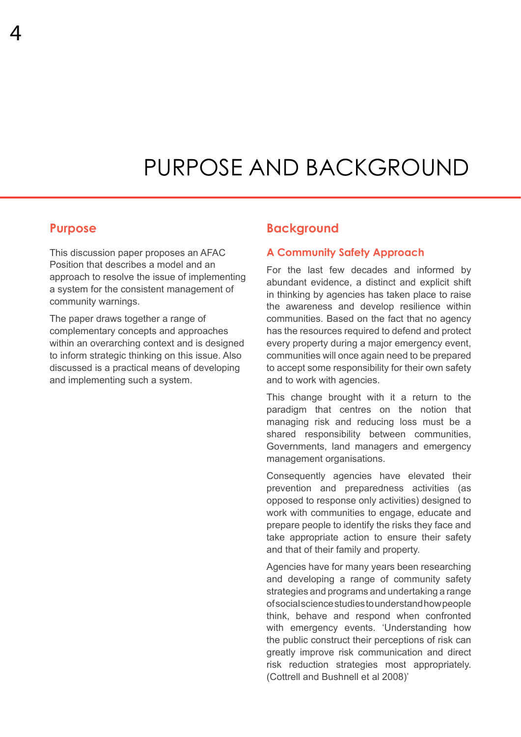# PURPOSE AND BACKGROUND

## Purpose

This discussion paper proposes an AFAC Position that describes a model and an approach to resolve the issue of implementing a system for the consistent management of community warnings.

The paper draws together a range of complementary concepts and approaches within an overarching context and is designed to inform strategic thinking on this issue. Also discussed is a practical means of developing and implementing such a system.

## Background

### A Community Safety Approach

For the last few decades and informed by abundant evidence, a distinct and explicit shift in thinking by agencies has taken place to raise the awareness and develop resilience within communities. Based on the fact that no agency has the resources required to defend and protect every property during a major emergency event, communities will once again need to be prepared to accept some responsibility for their own safety and to work with agencies.

This change brought with it a return to the paradigm that centres on the notion that managing risk and reducing loss must be a shared responsibility between communities, Governments, land managers and emergency management organisations.

Consequently agencies have elevated their prevention and preparedness activities (as opposed to response only activities) designed to work with communities to engage, educate and prepare people to identify the risks they face and take appropriate action to ensure their safety and that of their family and property.

Agencies have for many years been researching and developing a range of community safety strategies and programs and undertaking a range of social science studies to understand how people think, behave and respond when confronted with emergency events. 'Understanding how the public construct their perceptions of risk can greatly improve risk communication and direct risk reduction strategies most appropriately. (Cottrell and Bushnell et al 2008)'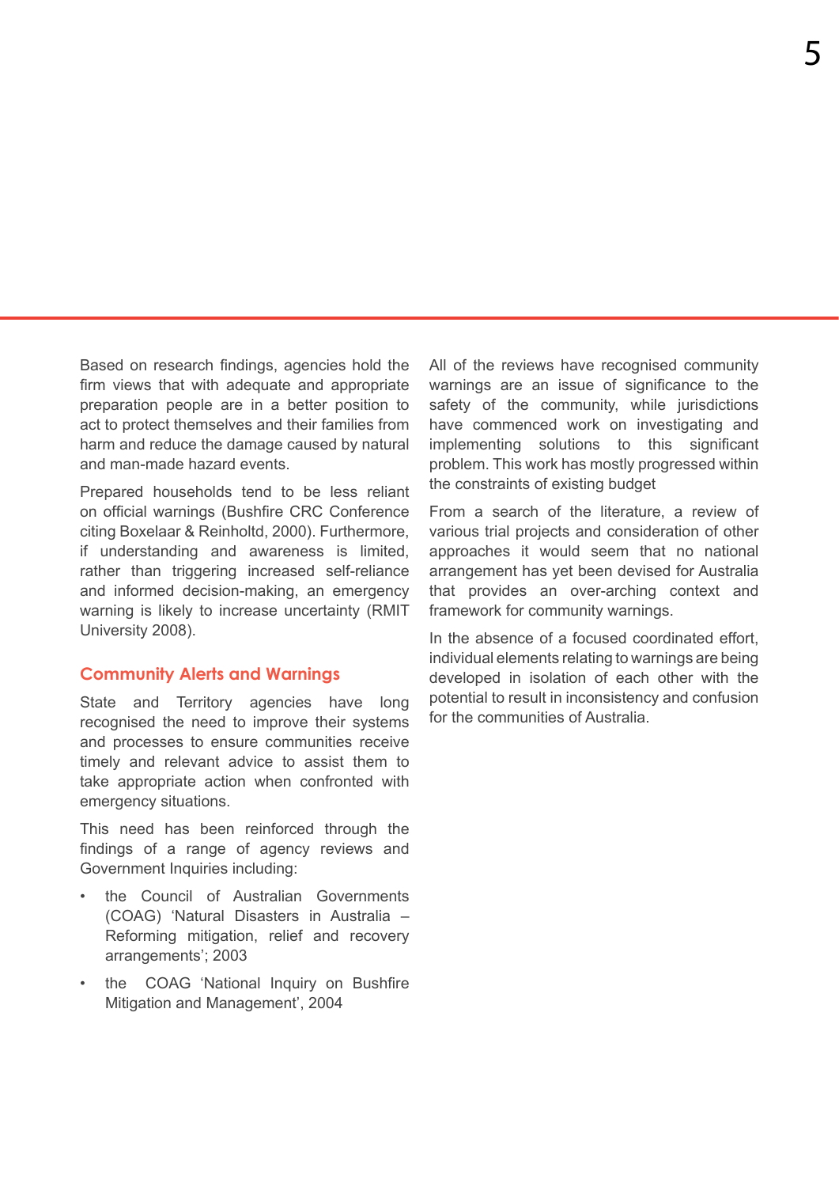Based on research findings, agencies hold the firm views that with adequate and appropriate preparation people are in a better position to act to protect themselves and their families from harm and reduce the damage caused by natural and man-made hazard events.

Prepared households tend to be less reliant on official warnings (Bushfire CRC Conference citing Boxelaar & Reinholtd, 2000). Furthermore, if understanding and awareness is limited, rather than triggering increased self-reliance and informed decision-making, an emergency warning is likely to increase uncertainty (RMIT University 2008).

## Community Alerts and Warnings

State and Territory agencies have long recognised the need to improve their systems and processes to ensure communities receive timely and relevant advice to assist them to take appropriate action when confronted with emergency situations.

This need has been reinforced through the findings of a range of agency reviews and Government Inquiries including:

- the Council of Australian Governments (COAG) 'Natural Disasters in Australia – Reforming mitigation, relief and recovery arrangements'; 2003
- the COAG 'National Inquiry on Bushfire Mitigation and Management', 2004

All of the reviews have recognised community warnings are an issue of significance to the safety of the community, while jurisdictions have commenced work on investigating and implementing solutions to this significant problem. This work has mostly progressed within the constraints of existing budget

From a search of the literature, a review of various trial projects and consideration of other approaches it would seem that no national arrangement has yet been devised for Australia that provides an over-arching context and framework for community warnings.

In the absence of a focused coordinated effort, individual elements relating to warnings are being developed in isolation of each other with the potential to result in inconsistency and confusion for the communities of Australia.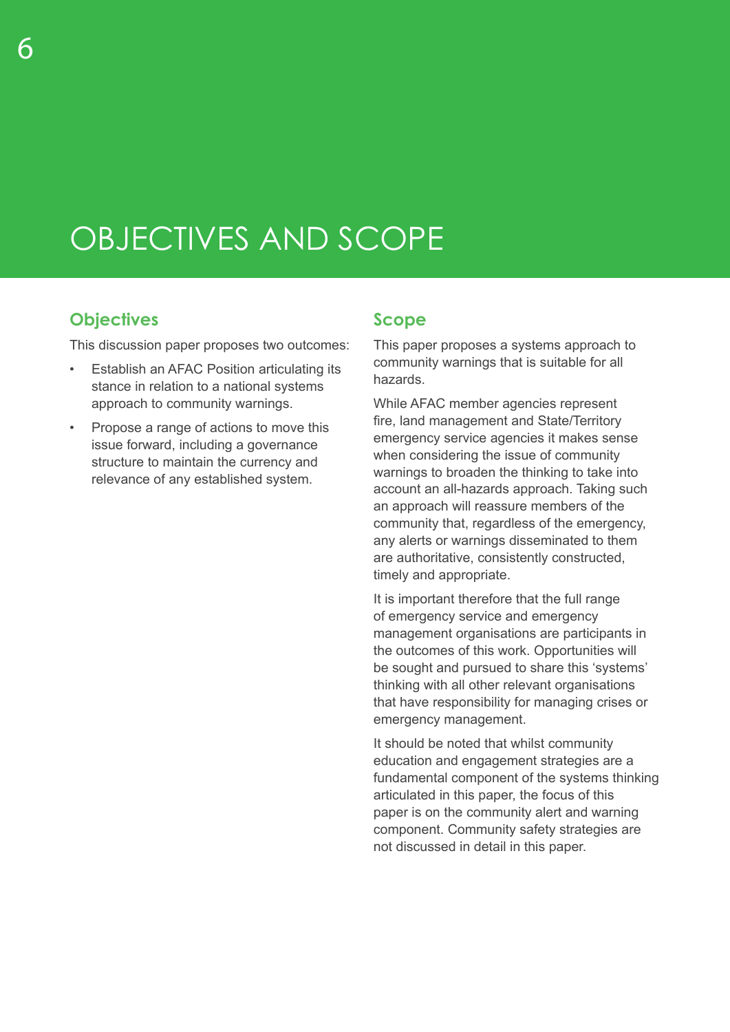# OBJECTIVES AND SCOPE

## Objectives

This discussion paper proposes two outcomes:

- Establish an AFAC Position articulating its stance in relation to a national systems approach to community warnings.
- Propose a range of actions to move this issue forward, including a governance structure to maintain the currency and relevance of any established system.

## Scope

This paper proposes a systems approach to community warnings that is suitable for all hazards.

While AFAC member agencies represent fire, land management and State/Territory emergency service agencies it makes sense when considering the issue of community warnings to broaden the thinking to take into account an all-hazards approach. Taking such an approach will reassure members of the community that, regardless of the emergency, any alerts or warnings disseminated to them are authoritative, consistently constructed, timely and appropriate.

It is important therefore that the full range of emergency service and emergency management organisations are participants in the outcomes of this work. Opportunities will be sought and pursued to share this 'systems' thinking with all other relevant organisations that have responsibility for managing crises or emergency management.

It should be noted that whilst community education and engagement strategies are a fundamental component of the systems thinking articulated in this paper, the focus of this paper is on the community alert and warning component. Community safety strategies are not discussed in detail in this paper.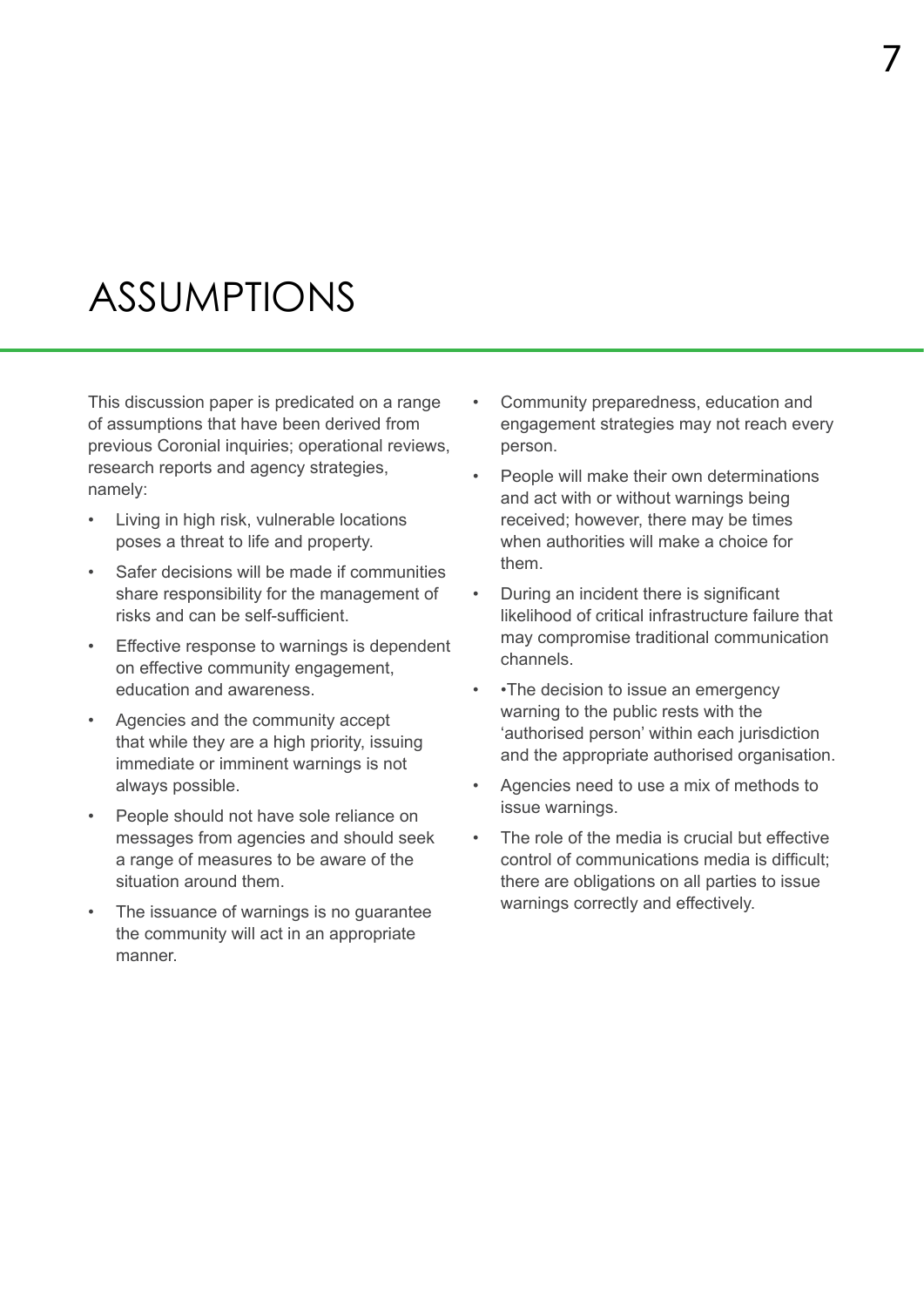# ASSUMPTIONS

This discussion paper is predicated on a range of assumptions that have been derived from previous Coronial inquiries; operational reviews, research reports and agency strategies, namely:

- Living in high risk, vulnerable locations poses a threat to life and property.
- Safer decisions will be made if communities share responsibility for the management of risks and can be self-sufficient.
- Effective response to warnings is dependent on effective community engagement, education and awareness.
- Agencies and the community accept that while they are a high priority, issuing immediate or imminent warnings is not always possible.
- People should not have sole reliance on messages from agencies and should seek a range of measures to be aware of the situation around them.
- The issuance of warnings is no guarantee the community will act in an appropriate manner.
- Community preparedness, education and engagement strategies may not reach every person.
- People will make their own determinations and act with or without warnings being received; however, there may be times when authorities will make a choice for them.
- During an incident there is significant likelihood of critical infrastructure failure that may compromise traditional communication channels.
- •The decision to issue an emergency warning to the public rests with the 'authorised person' within each jurisdiction and the appropriate authorised organisation.
- Agencies need to use a mix of methods to issue warnings.
- The role of the media is crucial but effective control of communications media is difficult; there are obligations on all parties to issue warnings correctly and effectively.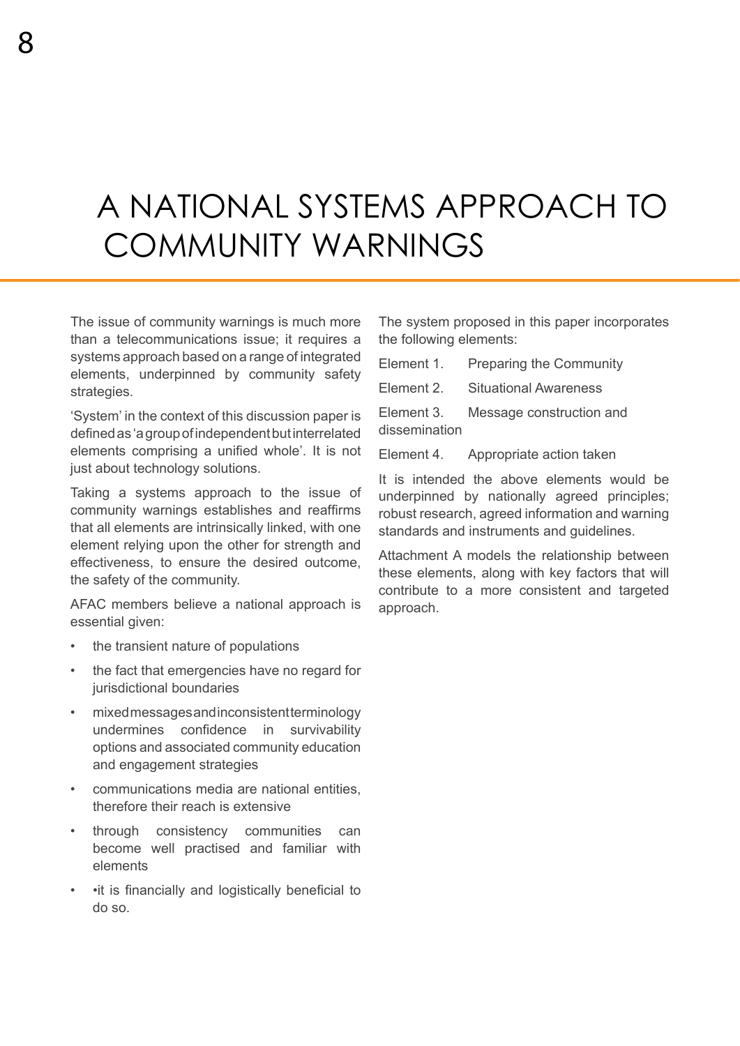# A NATIONAL SYSTEMS APPROACH TO COMMUNITY WARNINGS

The issue of community warnings is much more than a telecommunications issue; it requires a systems approach based on a range of integrated elements, underpinned by community safety strategies.

'System' in the context of this discussion paper is defined as 'a group of independent but interrelated elements comprising a unified whole'. It is not just about technology solutions.

Taking a systems approach to the issue of community warnings establishes and reaffirms that all elements are intrinsically linked, with one element relying upon the other for strength and effectiveness, to ensure the desired outcome, the safety of the community.

AFAC members believe a national approach is essential given:

- the transient nature of populations
- the fact that emergencies have no regard for jurisdictional boundaries
- mixed messages and inconsistent terminology undermines confidence in survivability options and associated community education and engagement strategies
- communications media are national entities, therefore their reach is extensive
- through consistency communities can become well practised and familiar with elements
- •it is financially and logistically beneficial to do so.

The system proposed in this paper incorporates the following elements:

Element 1. Preparing the Community

Element 2. Situational Awareness

Element 3. Message construction and dissemination

Element 4. Appropriate action taken

It is intended the above elements would be underpinned by nationally agreed principles; robust research, agreed information and warning standards and instruments and guidelines.

Attachment A models the relationship between these elements, along with key factors that will contribute to a more consistent and targeted approach.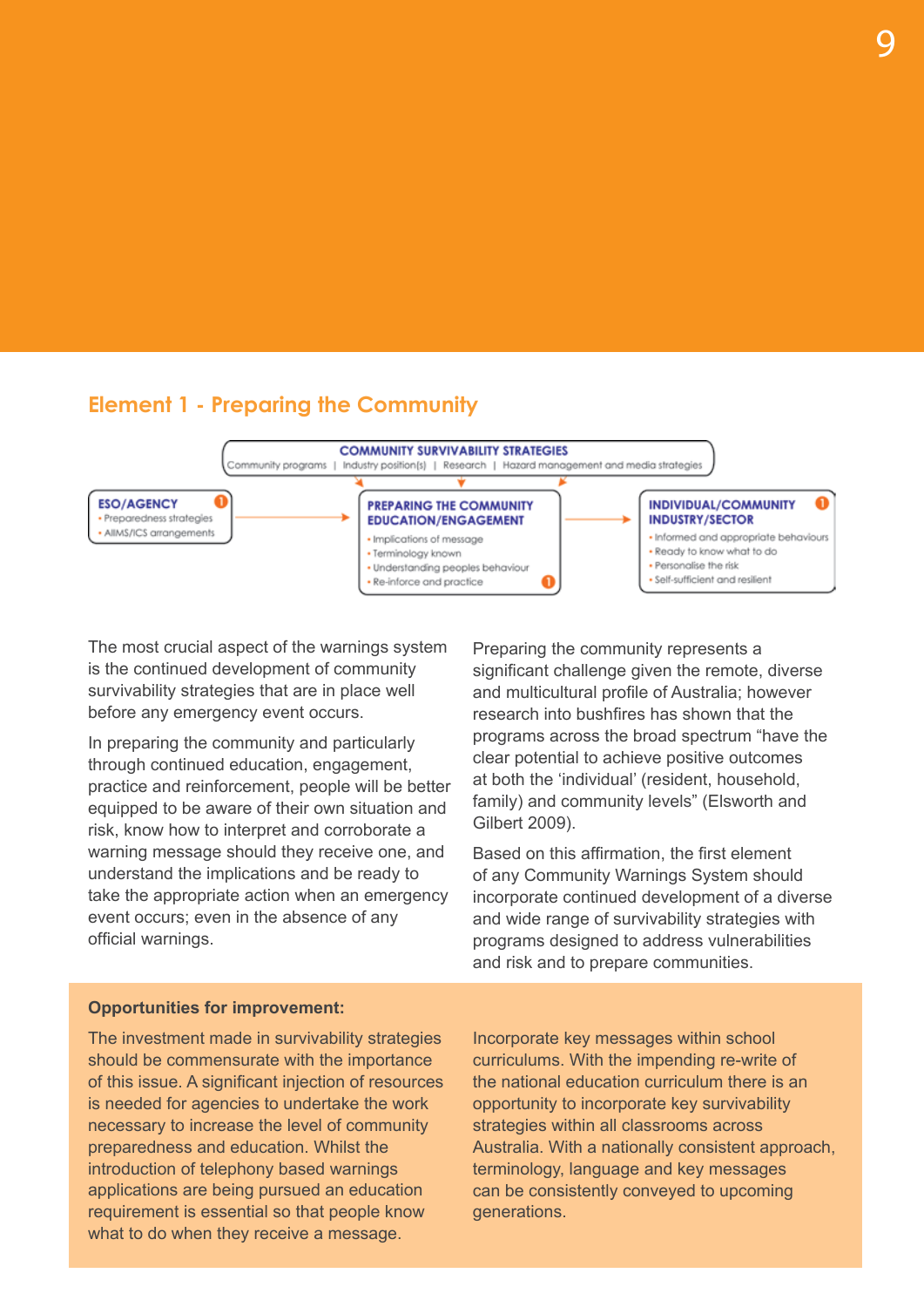## Element 1 - Preparing the Community

**COMMUNITY SURVIVABILITY STRATEGIES**
Community programs | Industry position(s) | Research | Hazard management and media strategies

**ESO/AGENCY**
- Preparedness strategies
- AIIMS/ICS arrangements

**PREPARING THE COMMUNITY EDUCATION/ENGAGEMENT**
- Implications of message
- Terminology known
- Understanding peoples behaviour
- Re-inforce and practice

**INDIVIDUAL/COMMUNITY INDUSTRY/SECTOR**
- Informed and appropriate behaviours
- Ready to know what to do
- Personalise the risk
- Self-sufficient and resilient

The most crucial aspect of the warnings system is the continued development of community survivability strategies that are in place well before any emergency event occurs.

In preparing the community and particularly through continued education, engagement, practice and reinforcement, people will be better equipped to be aware of their own situation and risk, know how to interpret and corroborate a warning message should they receive one, and understand the implications and be ready to take the appropriate action when an emergency event occurs; even in the absence of any official warnings.

Preparing the community represents a significant challenge given the remote, diverse and multicultural profile of Australia; however research into bushfires has shown that the programs across the broad spectrum "have the clear potential to achieve positive outcomes at both the 'individual' (resident, household, family) and community levels" (Elsworth and Gilbert 2009).

Based on this affirmation, the first element of any Community Warnings System should incorporate continued development of a diverse and wide range of survivability strategies with programs designed to address vulnerabilities and risk and to prepare communities.

**Opportunities for improvement:**

The investment made in survivability strategies should be commensurate with the importance of this issue. A significant injection of resources is needed for agencies to undertake the work necessary to increase the level of community preparedness and education. Whilst the introduction of telephony based warnings applications are being pursued an education requirement is essential so that people know what to do when they receive a message.

Incorporate key messages within school curriculums. With the impending re-write of the national education curriculum there is an opportunity to incorporate key survivability strategies within all classrooms across Australia. With a nationally consistent approach, terminology, language and key messages can be consistently conveyed to upcoming generations.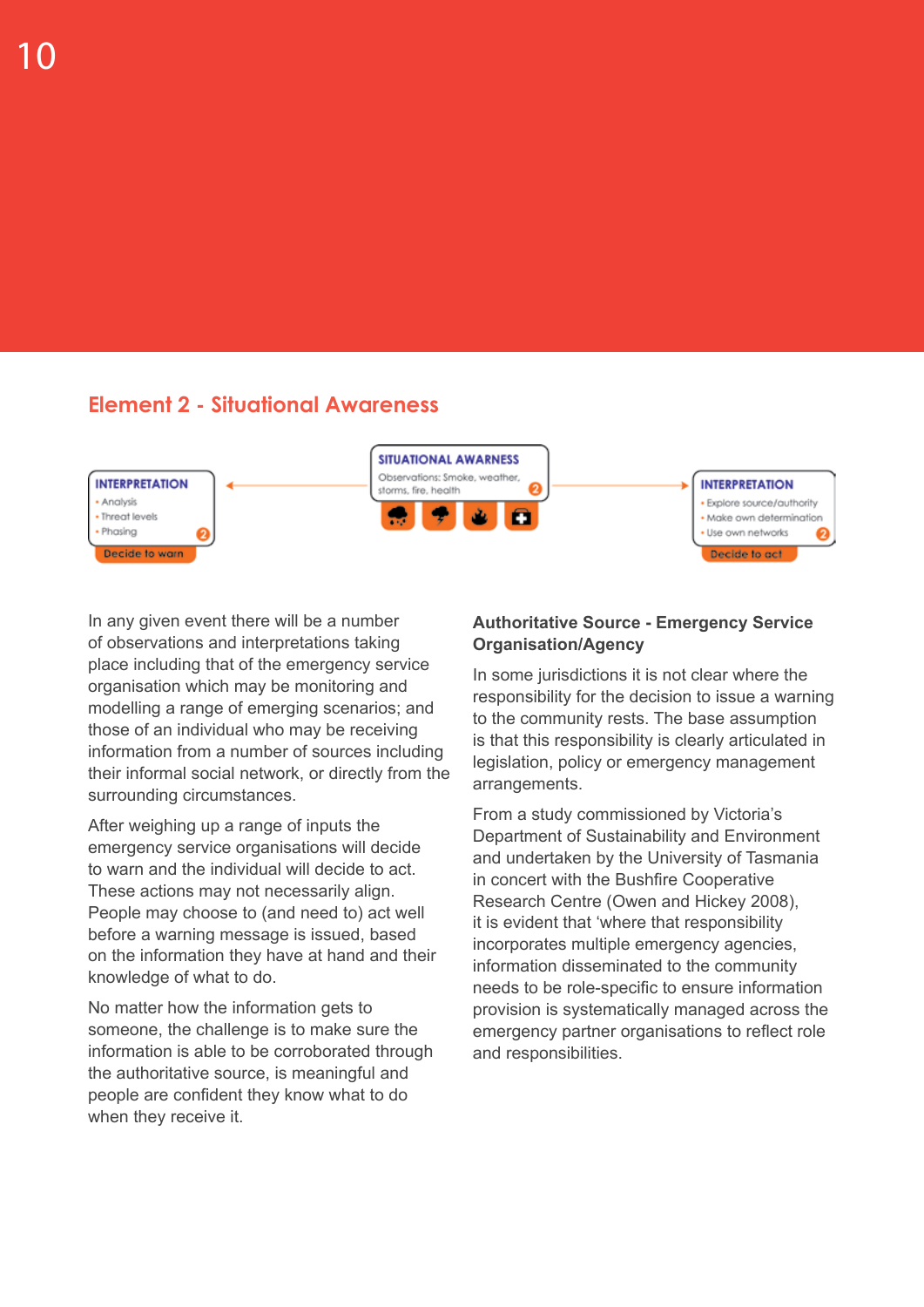## Element 2 - Situational Awareness

INTERPRETATION
- Analysis
- Threat levels
- Phasing

Decide to warn

SITUATIONAL AWARNESS
Observations: Smoke, weather, storms, fire, health

INTERPRETATION
- Explore source/authority
- Make own determination
- Use own networks

Decide to act

In any given event there will be a number of observations and interpretations taking place including that of the emergency service organisation which may be monitoring and modelling a range of emerging scenarios; and those of an individual who may be receiving information from a number of sources including their informal social network, or directly from the surrounding circumstances.

After weighing up a range of inputs the emergency service organisations will decide to warn and the individual will decide to act. These actions may not necessarily align. People may choose to (and need to) act well before a warning message is issued, based on the information they have at hand and their knowledge of what to do.

No matter how the information gets to someone, the challenge is to make sure the information is able to be corroborated through the authoritative source, is meaningful and people are confident they know what to do when they receive it.

### Authoritative Source - Emergency Service Organisation/Agency

In some jurisdictions it is not clear where the responsibility for the decision to issue a warning to the community rests. The base assumption is that this responsibility is clearly articulated in legislation, policy or emergency management arrangements.

From a study commissioned by Victoria's Department of Sustainability and Environment and undertaken by the University of Tasmania in concert with the Bushfire Cooperative Research Centre (Owen and Hickey 2008), it is evident that 'where that responsibility incorporates multiple emergency agencies, information disseminated to the community needs to be role-specific to ensure information provision is systematically managed across the emergency partner organisations to reflect role and responsibilities.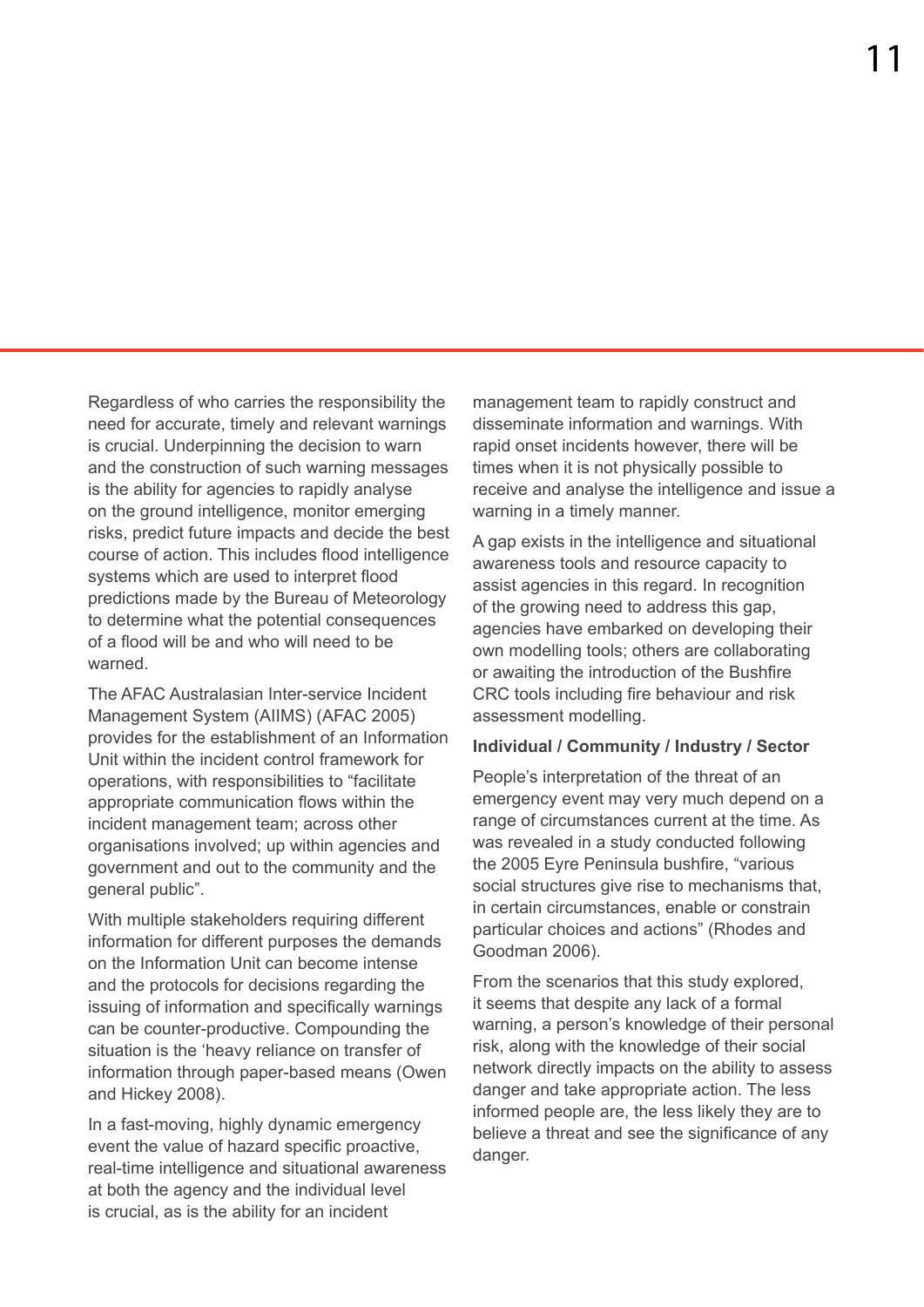Regardless of who carries the responsibility the need for accurate, timely and relevant warnings is crucial. Underpinning the decision to warn and the construction of such warning messages is the ability for agencies to rapidly analyse on the ground intelligence, monitor emerging risks, predict future impacts and decide the best course of action. This includes flood intelligence systems which are used to interpret flood predictions made by the Bureau of Meteorology to determine what the potential consequences of a flood will be and who will need to be warned.

The AFAC Australasian Inter-service Incident Management System (AIIMS) (AFAC 2005) provides for the establishment of an Information Unit within the incident control framework for operations, with responsibilities to "facilitate appropriate communication flows within the incident management team; across other organisations involved; up within agencies and government and out to the community and the general public".

With multiple stakeholders requiring different information for different purposes the demands on the Information Unit can become intense and the protocols for decisions regarding the issuing of information and specifically warnings can be counter-productive. Compounding the situation is the 'heavy reliance on transfer of information through paper-based means (Owen and Hickey 2008).

In a fast-moving, highly dynamic emergency event the value of hazard specific proactive, real-time intelligence and situational awareness at both the agency and the individual level is crucial, as is the ability for an incident management team to rapidly construct and disseminate information and warnings. With rapid onset incidents however, there will be times when it is not physically possible to receive and analyse the intelligence and issue a warning in a timely manner.

A gap exists in the intelligence and situational awareness tools and resource capacity to assist agencies in this regard. In recognition of the growing need to address this gap, agencies have embarked on developing their own modelling tools; others are collaborating or awaiting the introduction of the Bushfire CRC tools including fire behaviour and risk assessment modelling.

**Individual / Community / Industry / Sector**

People's interpretation of the threat of an emergency event may very much depend on a range of circumstances current at the time. As was revealed in a study conducted following the 2005 Eyre Peninsula bushfire, "various social structures give rise to mechanisms that, in certain circumstances, enable or constrain particular choices and actions" (Rhodes and Goodman 2006).

From the scenarios that this study explored, it seems that despite any lack of a formal warning, a person's knowledge of their personal risk, along with the knowledge of their social network directly impacts on the ability to assess danger and take appropriate action. The less informed people are, the less likely they are to believe a threat and see the significance of any danger.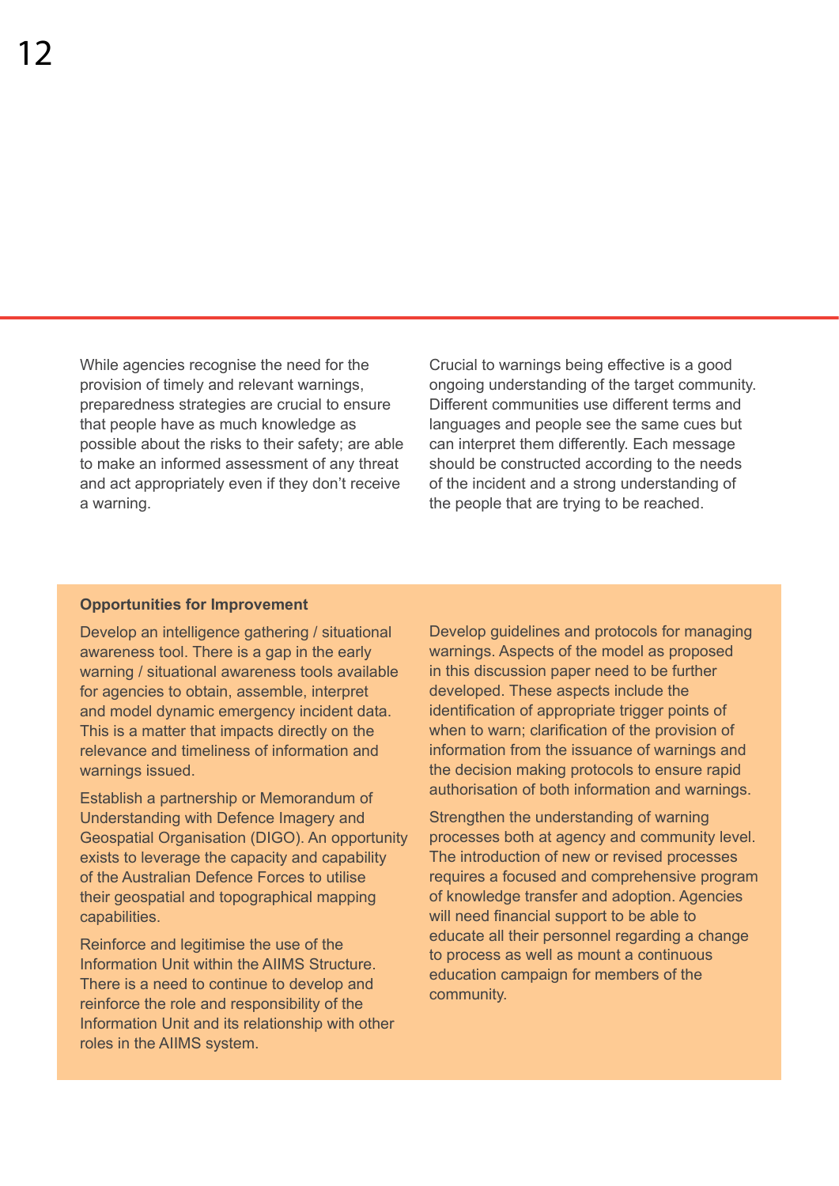While agencies recognise the need for the provision of timely and relevant warnings, preparedness strategies are crucial to ensure that people have as much knowledge as possible about the risks to their safety; are able to make an informed assessment of any threat and act appropriately even if they don't receive a warning.

Crucial to warnings being effective is a good ongoing understanding of the target community. Different communities use different terms and languages and people see the same cues but can interpret them differently. Each message should be constructed according to the needs of the incident and a strong understanding of the people that are trying to be reached.

**Opportunities for Improvement**

Develop an intelligence gathering / situational awareness tool. There is a gap in the early warning / situational awareness tools available for agencies to obtain, assemble, interpret and model dynamic emergency incident data. This is a matter that impacts directly on the relevance and timeliness of information and warnings issued.

Establish a partnership or Memorandum of Understanding with Defence Imagery and Geospatial Organisation (DIGO). An opportunity exists to leverage the capacity and capability of the Australian Defence Forces to utilise their geospatial and topographical mapping capabilities.

Reinforce and legitimise the use of the Information Unit within the AIIMS Structure. There is a need to continue to develop and reinforce the role and responsibility of the Information Unit and its relationship with other roles in the AIIMS system.

Develop guidelines and protocols for managing warnings. Aspects of the model as proposed in this discussion paper need to be further developed. These aspects include the identification of appropriate trigger points of when to warn; clarification of the provision of information from the issuance of warnings and the decision making protocols to ensure rapid authorisation of both information and warnings.

Strengthen the understanding of warning processes both at agency and community level. The introduction of new or revised processes requires a focused and comprehensive program of knowledge transfer and adoption. Agencies will need financial support to be able to educate all their personnel regarding a change to process as well as mount a continuous education campaign for members of the community.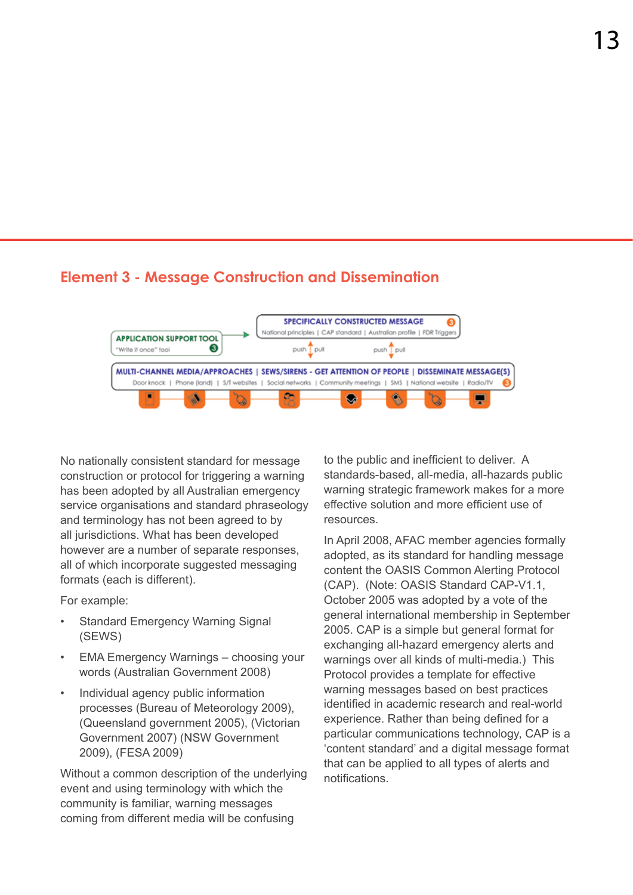## Element 3 - Message Construction and Dissemination

APPLICATION SUPPORT TOOL
"Write it once" tool

SPECIFICALLY CONSTRUCTED MESSAGE
National principles | CAP standard | Australian profile | FDR Triggers

push pull push pull

MULTI-CHANNEL MEDIA/APPROACHES | SEWS/SIRENS - GET ATTENTION OF PEOPLE | DISSEMINATE MESSAGE(S)
Door knock | Phone (land) | S/T websites | Social networks | Community meetings | SMS | National website | Radio/TV

No nationally consistent standard for message construction or protocol for triggering a warning has been adopted by all Australian emergency service organisations and standard phraseology and terminology has not been agreed to by all jurisdictions. What has been developed however are a number of separate responses, all of which incorporate suggested messaging formats (each is different).

For example:

- Standard Emergency Warning Signal (SEWS)
- EMA Emergency Warnings – choosing your words (Australian Government 2008)
- Individual agency public information processes (Bureau of Meteorology 2009), (Queensland government 2005), (Victorian Government 2007) (NSW Government 2009), (FESA 2009)

Without a common description of the underlying event and using terminology with which the community is familiar, warning messages coming from different media will be confusing to the public and inefficient to deliver. A standards-based, all-media, all-hazards public warning strategic framework makes for a more effective solution and more efficient use of resources.

In April 2008, AFAC member agencies formally adopted, as its standard for handling message content the OASIS Common Alerting Protocol (CAP). (Note: OASIS Standard CAP-V1.1, October 2005 was adopted by a vote of the general international membership in September 2005. CAP is a simple but general format for exchanging all-hazard emergency alerts and warnings over all kinds of multi-media.) This Protocol provides a template for effective warning messages based on best practices identified in academic research and real-world experience. Rather than being defined for a particular communications technology, CAP is a 'content standard' and a digital message format that can be applied to all types of alerts and notifications.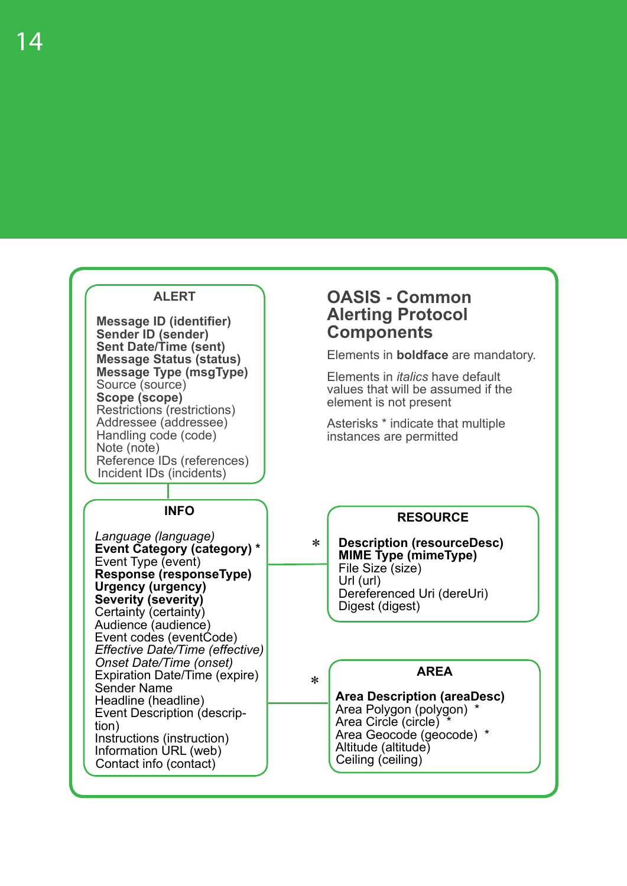## OASIS - Common Alerting Protocol Components

Elements in **boldface** are mandatory.

Elements in *italics* have default values that will be assumed if the element is not present

Asterisks * indicate that multiple instances are permitted

### ALERT

**Message ID (identifier)**
**Sender ID (sender)**
**Sent Date/Time (sent)**
**Message Status (status)**
**Message Type (msgType)**
Source (source)
**Scope (scope)**
Restrictions (restrictions)
Addressee (addressee)
Handling code (code)
Note (note)
Reference IDs (references)
Incident IDs (incidents)

### INFO

*Language (language)*
**Event Category (category)** *
Event Type (event)
**Response (responseType)**
**Urgency (urgency)**
**Severity (severity)**
Certainty (certainty)
Audience (audience)
Event codes (eventCode)
*Effective Date/Time (effective)*
*Onset Date/Time (onset)*
Expiration Date/Time (expire)
Sender Name
Headline (headline)
Event Description (description)
Instructions (instruction)
Information URL (web)
Contact info (contact)

### RESOURCE *

**Description (resourceDesc)**
**MIME Type (mimeType)**
File Size (size)
Url (url)
Dereferenced Uri (dereUri)
Digest (digest)

### AREA *

**Area Description (areaDesc)**
Area Polygon (polygon) *
Area Circle (circle) *
Area Geocode (geocode) *
Altitude (altitude)
Ceiling (ceiling)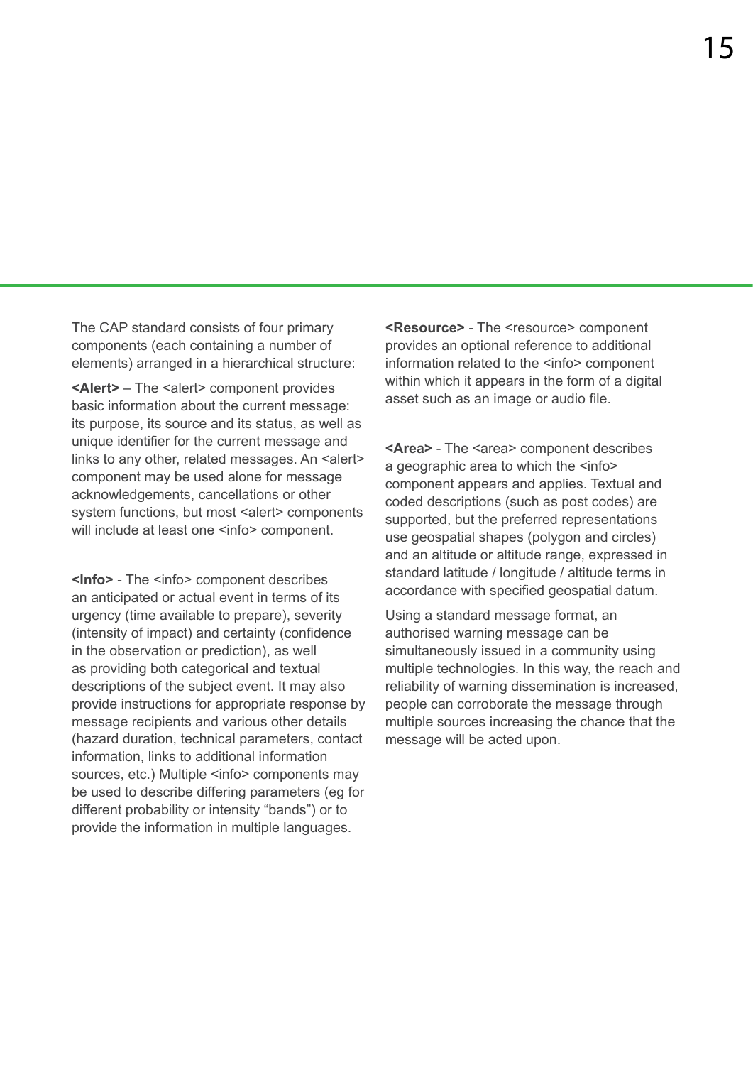The CAP standard consists of four primary components (each containing a number of elements) arranged in a hierarchical structure:

**<Alert>** – The <alert> component provides basic information about the current message: its purpose, its source and its status, as well as unique identifier for the current message and links to any other, related messages. An <alert> component may be used alone for message acknowledgements, cancellations or other system functions, but most <alert> components will include at least one <info> component.

**<Info>** - The <info> component describes an anticipated or actual event in terms of its urgency (time available to prepare), severity (intensity of impact) and certainty (confidence in the observation or prediction), as well as providing both categorical and textual descriptions of the subject event. It may also provide instructions for appropriate response by message recipients and various other details (hazard duration, technical parameters, contact information, links to additional information sources, etc.) Multiple <info> components may be used to describe differing parameters (eg for different probability or intensity “bands”) or to provide the information in multiple languages.

**<Resource>** - The <resource> component provides an optional reference to additional information related to the <info> component within which it appears in the form of a digital asset such as an image or audio file.

**<Area>** - The <area> component describes a geographic area to which the <info> component appears and applies. Textual and coded descriptions (such as post codes) are supported, but the preferred representations use geospatial shapes (polygon and circles) and an altitude or altitude range, expressed in standard latitude / longitude / altitude terms in accordance with specified geospatial datum.

Using a standard message format, an authorised warning message can be simultaneously issued in a community using multiple technologies. In this way, the reach and reliability of warning dissemination is increased, people can corroborate the message through multiple sources increasing the chance that the message will be acted upon.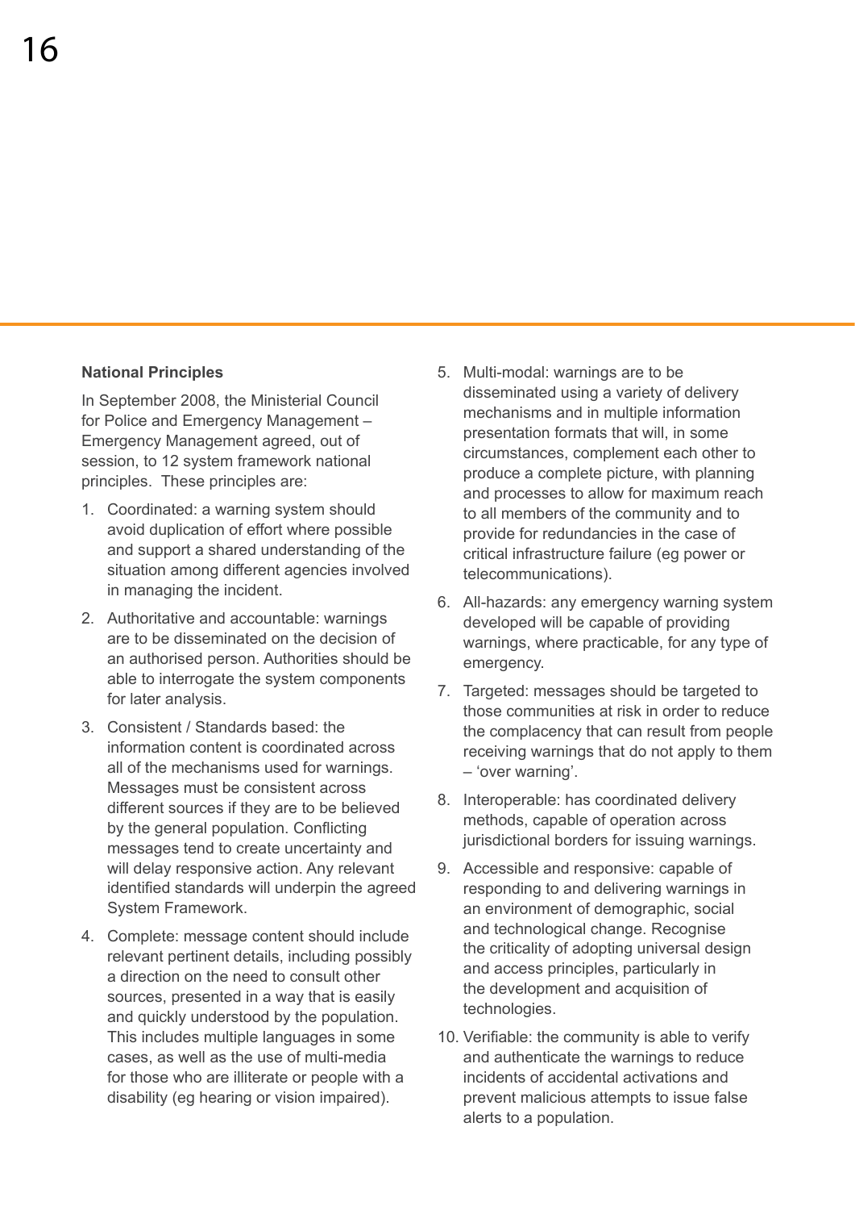**National Principles**

In September 2008, the Ministerial Council for Police and Emergency Management – Emergency Management agreed, out of session, to 12 system framework national principles. These principles are:

1. Coordinated: a warning system should avoid duplication of effort where possible and support a shared understanding of the situation among different agencies involved in managing the incident.
2. Authoritative and accountable: warnings are to be disseminated on the decision of an authorised person. Authorities should be able to interrogate the system components for later analysis.
3. Consistent / Standards based: the information content is coordinated across all of the mechanisms used for warnings. Messages must be consistent across different sources if they are to be believed by the general population. Conflicting messages tend to create uncertainty and will delay responsive action. Any relevant identified standards will underpin the agreed System Framework.
4. Complete: message content should include relevant pertinent details, including possibly a direction on the need to consult other sources, presented in a way that is easily and quickly understood by the population. This includes multiple languages in some cases, as well as the use of multi-media for those who are illiterate or people with a disability (eg hearing or vision impaired).
5. Multi-modal: warnings are to be disseminated using a variety of delivery mechanisms and in multiple information presentation formats that will, in some circumstances, complement each other to produce a complete picture, with planning and processes to allow for maximum reach to all members of the community and to provide for redundancies in the case of critical infrastructure failure (eg power or telecommunications).
6. All-hazards: any emergency warning system developed will be capable of providing warnings, where practicable, for any type of emergency.
7. Targeted: messages should be targeted to those communities at risk in order to reduce the complacency that can result from people receiving warnings that do not apply to them – 'over warning'.
8. Interoperable: has coordinated delivery methods, capable of operation across jurisdictional borders for issuing warnings.
9. Accessible and responsive: capable of responding to and delivering warnings in an environment of demographic, social and technological change. Recognise the criticality of adopting universal design and access principles, particularly in the development and acquisition of technologies.
10. Verifiable: the community is able to verify and authenticate the warnings to reduce incidents of accidental activations and prevent malicious attempts to issue false alerts to a population.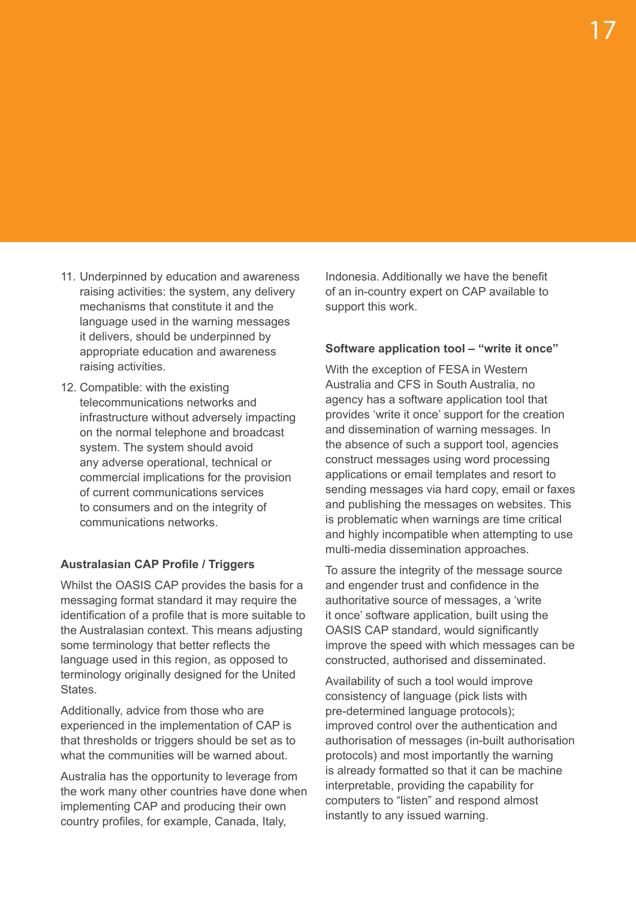11. Underpinned by education and awareness raising activities: the system, any delivery mechanisms that constitute it and the language used in the warning messages it delivers, should be underpinned by appropriate education and awareness raising activities.
12. Compatible: with the existing telecommunications networks and infrastructure without adversely impacting on the normal telephone and broadcast system. The system should avoid any adverse operational, technical or commercial implications for the provision of current communications services to consumers and on the integrity of communications networks.

**Australasian CAP Profile / Triggers**

Whilst the OASIS CAP provides the basis for a messaging format standard it may require the identification of a profile that is more suitable to the Australasian context. This means adjusting some terminology that better reflects the language used in this region, as opposed to terminology originally designed for the United States.

Additionally, advice from those who are experienced in the implementation of CAP is that thresholds or triggers should be set as to what the communities will be warned about.

Australia has the opportunity to leverage from the work many other countries have done when implementing CAP and producing their own country profiles, for example, Canada, Italy, Indonesia. Additionally we have the benefit of an in-country expert on CAP available to support this work.

**Software application tool – "write it once"**

With the exception of FESA in Western Australia and CFS in South Australia, no agency has a software application tool that provides 'write it once' support for the creation and dissemination of warning messages. In the absence of such a support tool, agencies construct messages using word processing applications or email templates and resort to sending messages via hard copy, email or faxes and publishing the messages on websites. This is problematic when warnings are time critical and highly incompatible when attempting to use multi-media dissemination approaches.

To assure the integrity of the message source and engender trust and confidence in the authoritative source of messages, a 'write it once' software application, built using the OASIS CAP standard, would significantly improve the speed with which messages can be constructed, authorised and disseminated.

Availability of such a tool would improve consistency of language (pick lists with pre-determined language protocols); improved control over the authentication and authorisation of messages (in-built authorisation protocols) and most importantly the warning is already formatted so that it can be machine interpretable, providing the capability for computers to "listen" and respond almost instantly to any issued warning.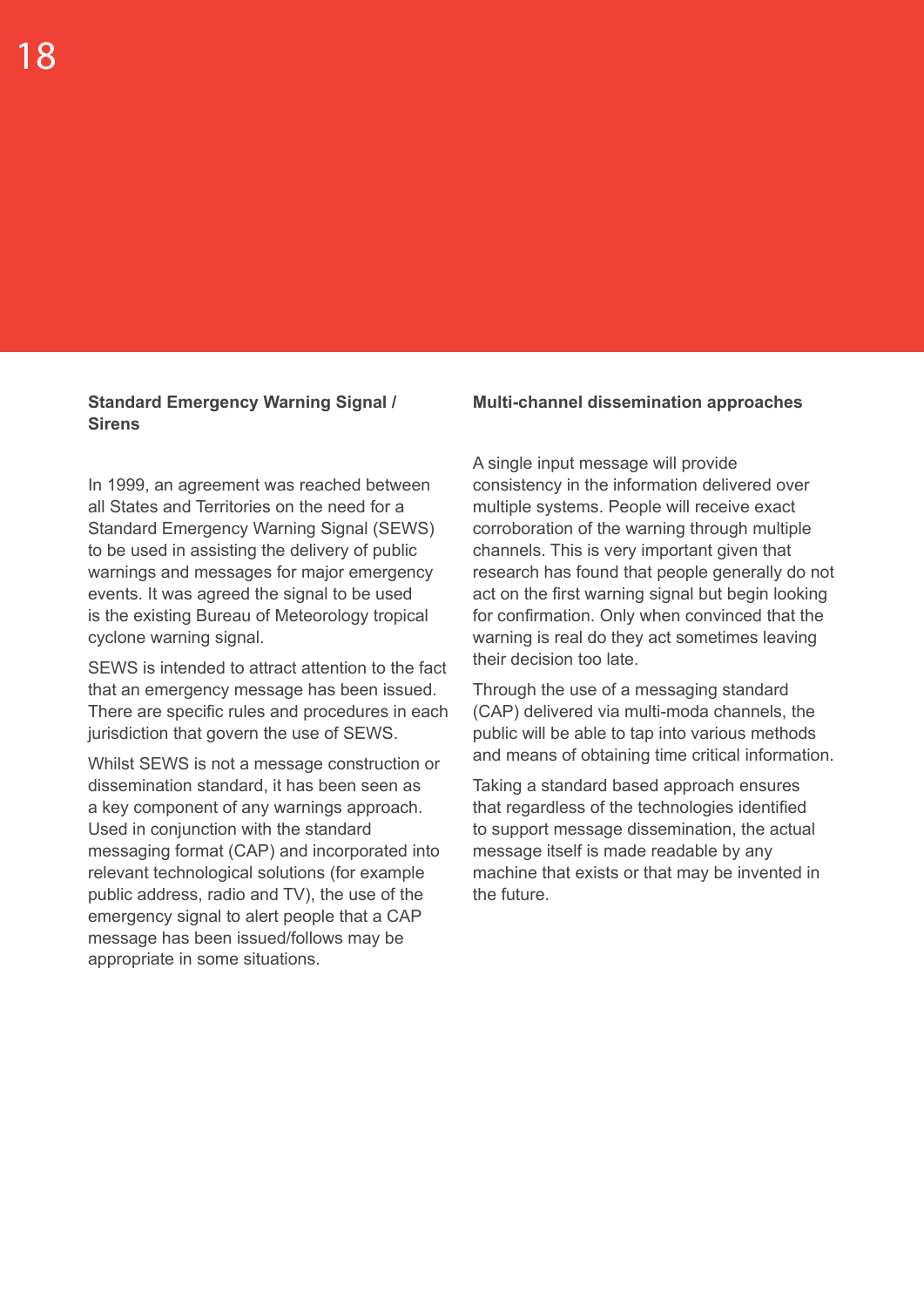## Standard Emergency Warning Signal / Sirens

In 1999, an agreement was reached between all States and Territories on the need for a Standard Emergency Warning Signal (SEWS) to be used in assisting the delivery of public warnings and messages for major emergency events. It was agreed the signal to be used is the existing Bureau of Meteorology tropical cyclone warning signal.

SEWS is intended to attract attention to the fact that an emergency message has been issued. There are specific rules and procedures in each jurisdiction that govern the use of SEWS.

Whilst SEWS is not a message construction or dissemination standard, it has been seen as a key component of any warnings approach. Used in conjunction with the standard messaging format (CAP) and incorporated into relevant technological solutions (for example public address, radio and TV), the use of the emergency signal to alert people that a CAP message has been issued/follows may be appropriate in some situations.

## Multi-channel dissemination approaches

A single input message will provide consistency in the information delivered over multiple systems. People will receive exact corroboration of the warning through multiple channels. This is very important given that research has found that people generally do not act on the first warning signal but begin looking for confirmation. Only when convinced that the warning is real do they act sometimes leaving their decision too late.

Through the use of a messaging standard (CAP) delivered via multi-moda channels, the public will be able to tap into various methods and means of obtaining time critical information.

Taking a standard based approach ensures that regardless of the technologies identified to support message dissemination, the actual message itself is made readable by any machine that exists or that may be invented in the future.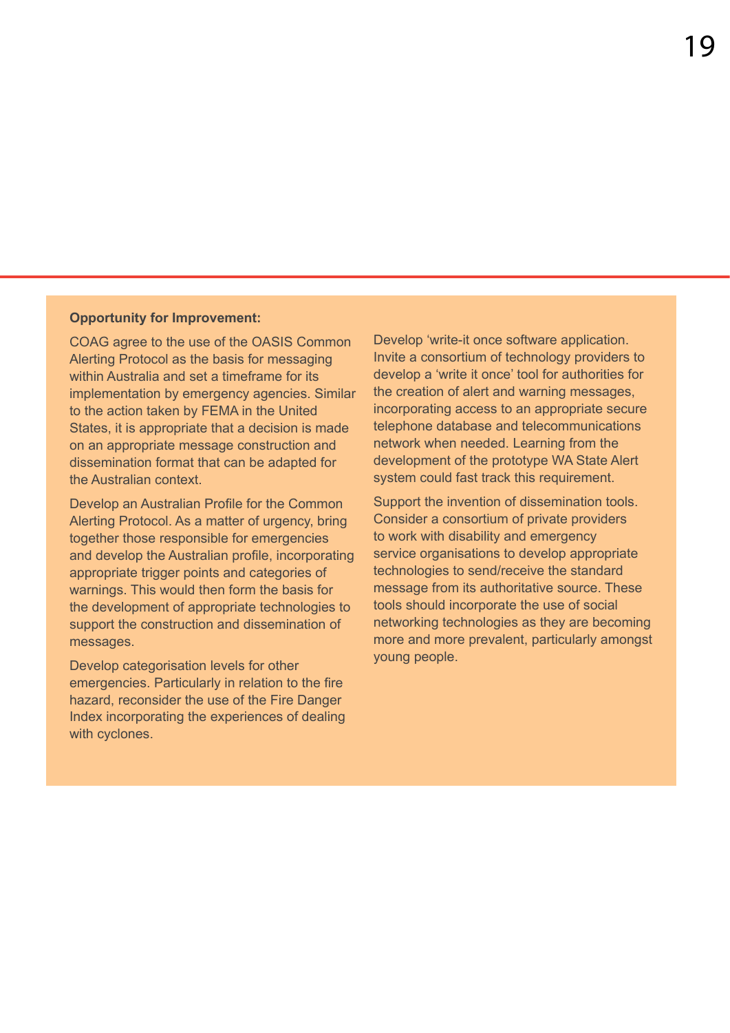**Opportunity for Improvement:**

COAG agree to the use of the OASIS Common Alerting Protocol as the basis for messaging within Australia and set a timeframe for its implementation by emergency agencies. Similar to the action taken by FEMA in the United States, it is appropriate that a decision is made on an appropriate message construction and dissemination format that can be adapted for the Australian context.

Develop an Australian Profile for the Common Alerting Protocol. As a matter of urgency, bring together those responsible for emergencies and develop the Australian profile, incorporating appropriate trigger points and categories of warnings. This would then form the basis for the development of appropriate technologies to support the construction and dissemination of messages.

Develop categorisation levels for other emergencies. Particularly in relation to the fire hazard, reconsider the use of the Fire Danger Index incorporating the experiences of dealing with cyclones.

Develop 'write-it once software application. Invite a consortium of technology providers to develop a 'write it once' tool for authorities for the creation of alert and warning messages, incorporating access to an appropriate secure telephone database and telecommunications network when needed. Learning from the development of the prototype WA State Alert system could fast track this requirement.

Support the invention of dissemination tools. Consider a consortium of private providers to work with disability and emergency service organisations to develop appropriate technologies to send/receive the standard message from its authoritative source. These tools should incorporate the use of social networking technologies as they are becoming more and more prevalent, particularly amongst young people.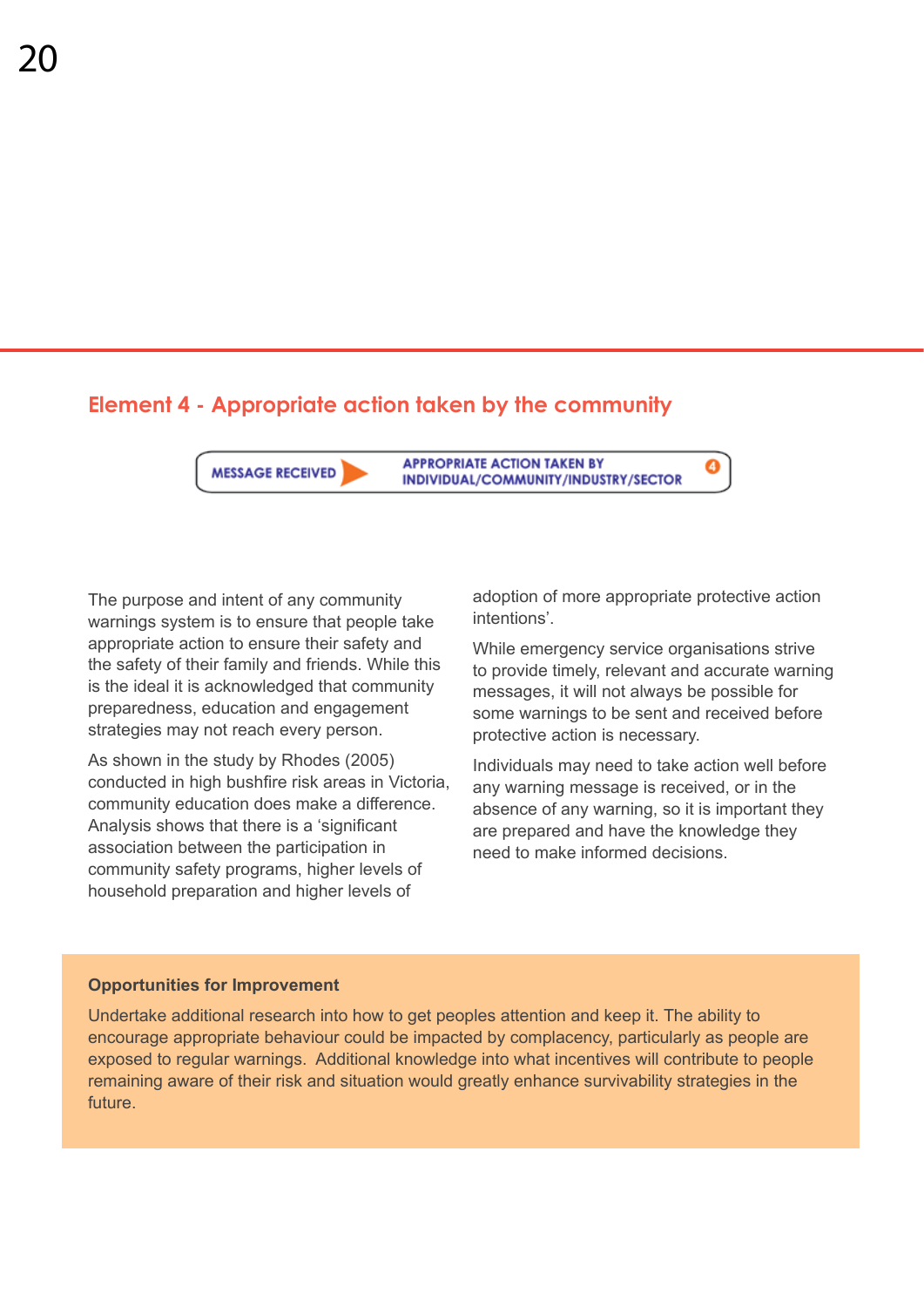## Element 4 - Appropriate action taken by the community

MESSAGE RECEIVED ▶ APPROPRIATE ACTION TAKEN BY INDIVIDUAL/COMMUNITY/INDUSTRY/SECTOR ④

The purpose and intent of any community warnings system is to ensure that people take appropriate action to ensure their safety and the safety of their family and friends. While this is the ideal it is acknowledged that community preparedness, education and engagement strategies may not reach every person.

As shown in the study by Rhodes (2005) conducted in high bushfire risk areas in Victoria, community education does make a difference. Analysis shows that there is a 'significant association between the participation in community safety programs, higher levels of household preparation and higher levels of adoption of more appropriate protective action intentions'.

While emergency service organisations strive to provide timely, relevant and accurate warning messages, it will not always be possible for some warnings to be sent and received before protective action is necessary.

Individuals may need to take action well before any warning message is received, or in the absence of any warning, so it is important they are prepared and have the knowledge they need to make informed decisions.

**Opportunities for Improvement**

Undertake additional research into how to get peoples attention and keep it. The ability to encourage appropriate behaviour could be impacted by complacency, particularly as people are exposed to regular warnings. Additional knowledge into what incentives will contribute to people remaining aware of their risk and situation would greatly enhance survivability strategies in the future.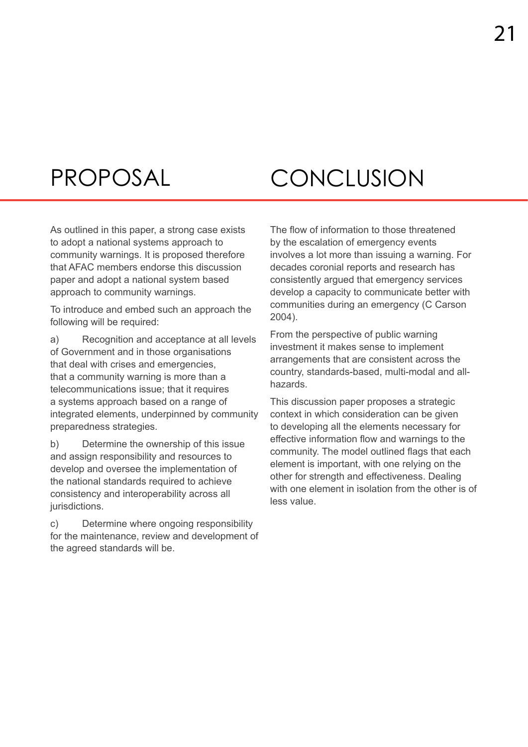# PROPOSAL

As outlined in this paper, a strong case exists to adopt a national systems approach to community warnings. It is proposed therefore that AFAC members endorse this discussion paper and adopt a national system based approach to community warnings.

To introduce and embed such an approach the following will be required:

a) Recognition and acceptance at all levels of Government and in those organisations that deal with crises and emergencies, that a community warning is more than a telecommunications issue; that it requires a systems approach based on a range of integrated elements, underpinned by community preparedness strategies.

b) Determine the ownership of this issue and assign responsibility and resources to develop and oversee the implementation of the national standards required to achieve consistency and interoperability across all jurisdictions.

c) Determine where ongoing responsibility for the maintenance, review and development of the agreed standards will be.

# CONCLUSION

The flow of information to those threatened by the escalation of emergency events involves a lot more than issuing a warning. For decades coronial reports and research has consistently argued that emergency services develop a capacity to communicate better with communities during an emergency (C Carson 2004).

From the perspective of public warning investment it makes sense to implement arrangements that are consistent across the country, standards-based, multi-modal and all-hazards.

This discussion paper proposes a strategic context in which consideration can be given to developing all the elements necessary for effective information flow and warnings to the community. The model outlined flags that each element is important, with one relying on the other for strength and effectiveness. Dealing with one element in isolation from the other is of less value.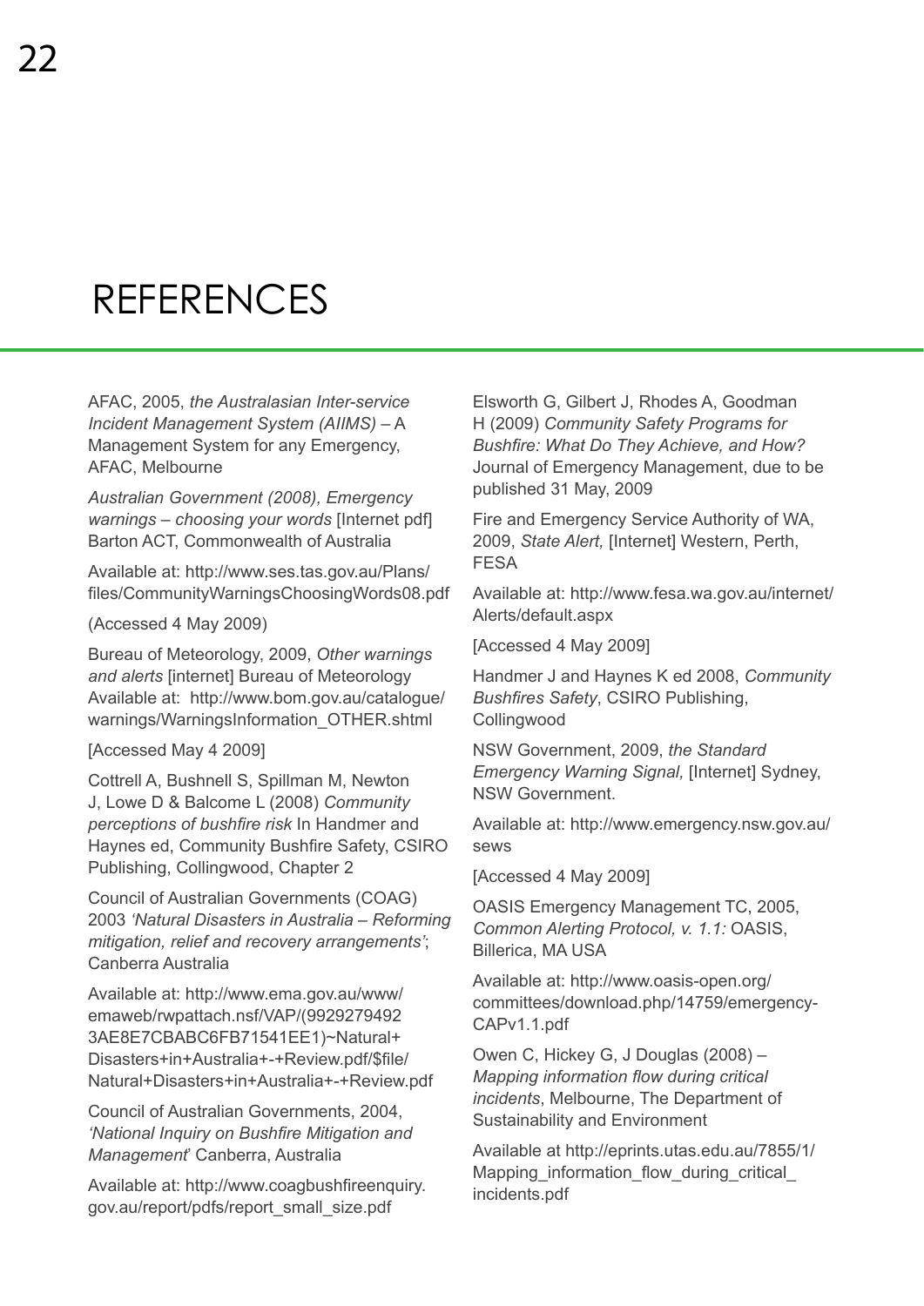# REFERENCES

AFAC, 2005, *the Australasian Inter-service Incident Management System (AIIMS)* – A Management System for any Emergency, AFAC, Melbourne

*Australian Government (2008), Emergency warnings – choosing your words* [Internet pdf] Barton ACT, Commonwealth of Australia

Available at: http://www.ses.tas.gov.au/Plans/files/CommunityWarningsChoosingWords08.pdf

(Accessed 4 May 2009)

Bureau of Meteorology, 2009, *Other warnings and alerts* [internet] Bureau of Meteorology Available at: http://www.bom.gov.au/catalogue/warnings/WarningsInformation_OTHER.shtml

[Accessed May 4 2009]

Cottrell A, Bushnell S, Spillman M, Newton J, Lowe D & Balcome L (2008) *Community perceptions of bushfire risk* In Handmer and Haynes ed, Community Bushfire Safety, CSIRO Publishing, Collingwood, Chapter 2

Council of Australian Governments (COAG) 2003 *'Natural Disasters in Australia – Reforming mitigation, relief and recovery arrangements'*; Canberra Australia

Available at: http://www.ema.gov.au/www/emaweb/rwpattach.nsf/VAP/(99292794923AE8E7CBABC6FB71541EE1)~Natural+Disasters+in+Australia+-+Review.pdf/$file/Natural+Disasters+in+Australia+-+Review.pdf

Council of Australian Governments, 2004, *'National Inquiry on Bushfire Mitigation and Management'* Canberra, Australia

Available at: http://www.coagbushfireenquiry.gov.au/report/pdfs/report_small_size.pdf

Elsworth G, Gilbert J, Rhodes A, Goodman H (2009) *Community Safety Programs for Bushfire: What Do They Achieve, and How?* Journal of Emergency Management, due to be published 31 May, 2009

Fire and Emergency Service Authority of WA, 2009, *State Alert,* [Internet] Western, Perth, FESA

Available at: http://www.fesa.wa.gov.au/internet/Alerts/default.aspx

[Accessed 4 May 2009]

Handmer J and Haynes K ed 2008, *Community Bushfires Safety*, CSIRO Publishing, Collingwood

NSW Government, 2009, *the Standard Emergency Warning Signal,* [Internet] Sydney, NSW Government.

Available at: http://www.emergency.nsw.gov.au/sews

[Accessed 4 May 2009]

OASIS Emergency Management TC, 2005, *Common Alerting Protocol, v. 1.1:* OASIS, Billerica, MA USA

Available at: http://www.oasis-open.org/committees/download.php/14759/emergency-CAPv1.1.pdf

Owen C, Hickey G, J Douglas (2008) – *Mapping information flow during critical incidents*, Melbourne, The Department of Sustainability and Environment

Available at http://eprints.utas.edu.au/7855/1/Mapping_information_flow_during_critical_incidents.pdf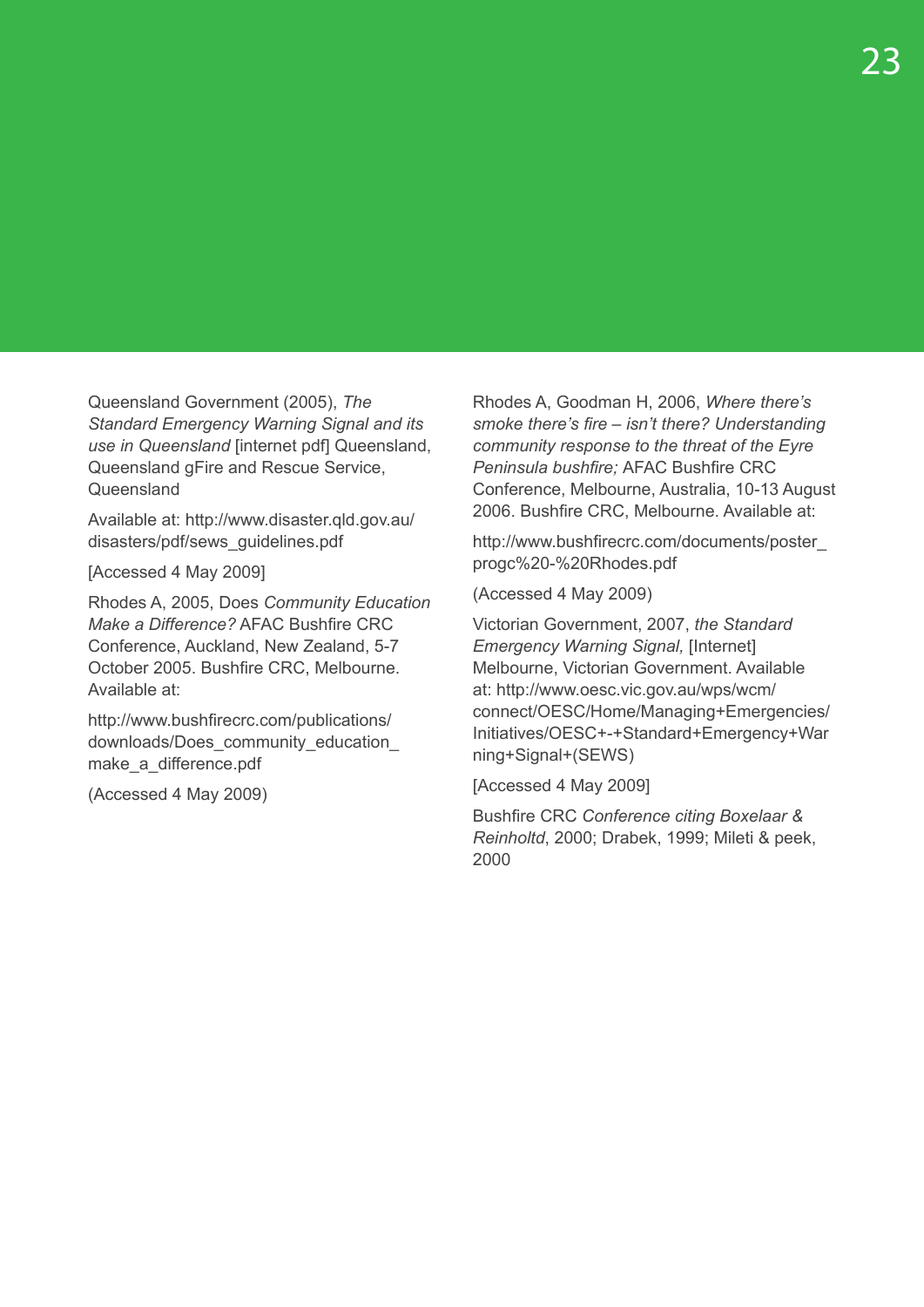Queensland Government (2005), *The Standard Emergency Warning Signal and its use in Queensland* [internet pdf] Queensland, Queensland gFire and Rescue Service, Queensland

Available at: http://www.disaster.qld.gov.au/disasters/pdf/sews_guidelines.pdf

[Accessed 4 May 2009]

Rhodes A, 2005, Does *Community Education Make a Difference?* AFAC Bushfire CRC Conference, Auckland, New Zealand, 5-7 October 2005. Bushfire CRC, Melbourne. Available at:

http://www.bushfirecrc.com/publications/downloads/Does_community_education_make_a_difference.pdf

(Accessed 4 May 2009)

Rhodes A, Goodman H, 2006, *Where there's smoke there's fire – isn't there? Understanding community response to the threat of the Eyre Peninsula bushfire;* AFAC Bushfire CRC Conference, Melbourne, Australia, 10-13 August 2006. Bushfire CRC, Melbourne. Available at:

http://www.bushfirecrc.com/documents/poster_progc%20-%20Rhodes.pdf

(Accessed 4 May 2009)

Victorian Government, 2007, *the Standard Emergency Warning Signal,* [Internet] Melbourne, Victorian Government. Available at: http://www.oesc.vic.gov.au/wps/wcm/connect/OESC/Home/Managing+Emergencies/Initiatives/OESC+-+Standard+Emergency+Warning+Signal+(SEWS)

[Accessed 4 May 2009]

Bushfire CRC *Conference citing Boxelaar & Reinholtd*, 2000; Drabek, 1999; Mileti & peek, 2000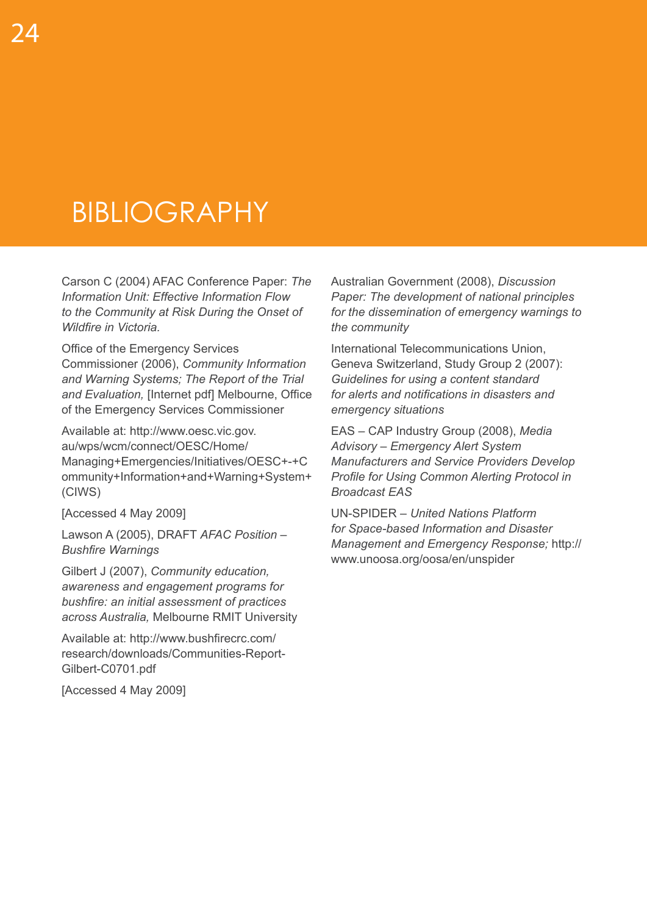# BIBLIOGRAPHY

Carson C (2004) AFAC Conference Paper: *The Information Unit: Effective Information Flow to the Community at Risk During the Onset of Wildfire in Victoria.*

Office of the Emergency Services Commissioner (2006), *Community Information and Warning Systems; The Report of the Trial and Evaluation,* [Internet pdf] Melbourne, Office of the Emergency Services Commissioner

Available at: http://www.oesc.vic.gov.au/wps/wcm/connect/OESC/Home/Managing+Emergencies/Initiatives/OESC+-+Community+Information+and+Warning+System+(CIWS)

[Accessed 4 May 2009]

Lawson A (2005), DRAFT *AFAC Position – Bushfire Warnings*

Gilbert J (2007), *Community education, awareness and engagement programs for bushfire: an initial assessment of practices across Australia,* Melbourne RMIT University

Available at: http://www.bushfirecrc.com/research/downloads/Communities-Report-Gilbert-C0701.pdf

[Accessed 4 May 2009]

Australian Government (2008), *Discussion Paper: The development of national principles for the dissemination of emergency warnings to the community*

International Telecommunications Union, Geneva Switzerland, Study Group 2 (2007): *Guidelines for using a content standard for alerts and notifications in disasters and emergency situations*

EAS – CAP Industry Group (2008), *Media Advisory – Emergency Alert System Manufacturers and Service Providers Develop Profile for Using Common Alerting Protocol in Broadcast EAS*

UN-SPIDER – *United Nations Platform for Space-based Information and Disaster Management and Emergency Response;* http://www.unoosa.org/oosa/en/unspider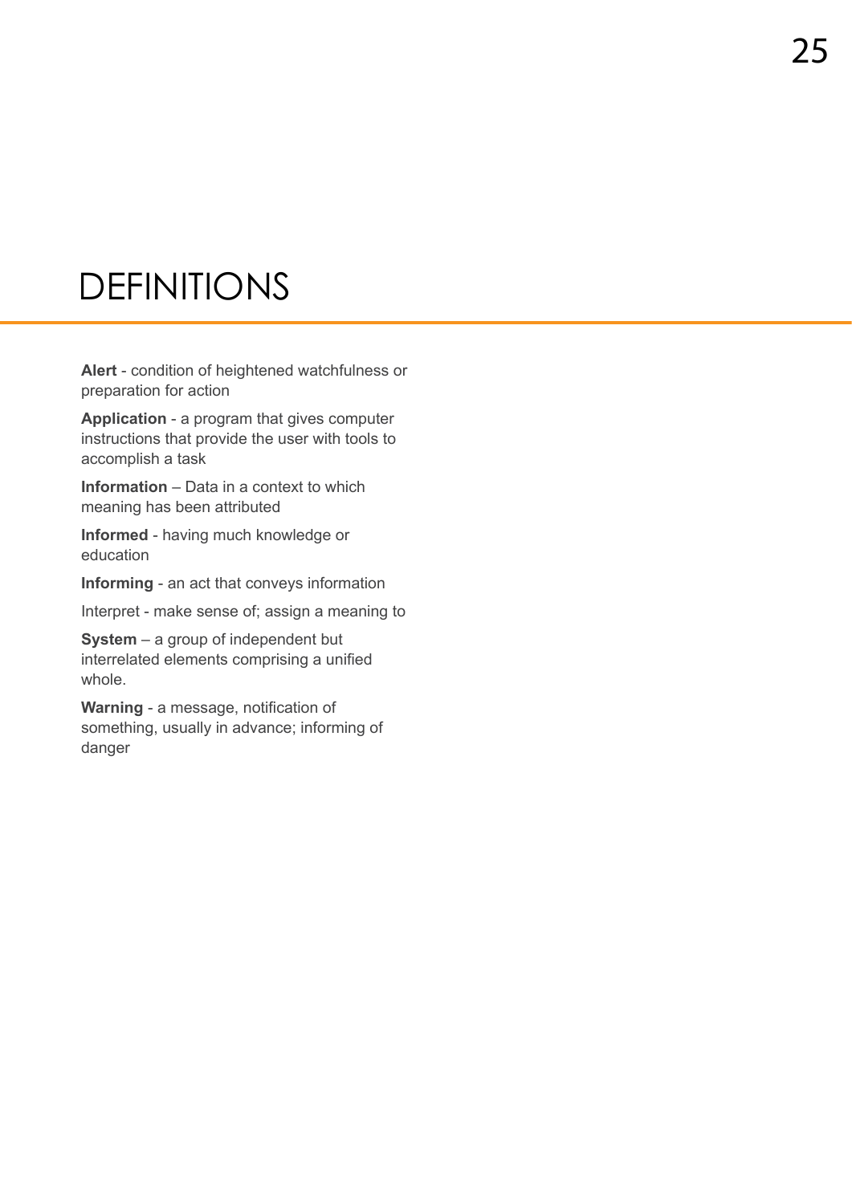# DEFINITIONS

**Alert** - condition of heightened watchfulness or preparation for action

**Application** - a program that gives computer instructions that provide the user with tools to accomplish a task

**Information** – Data in a context to which meaning has been attributed

**Informed** - having much knowledge or education

**Informing** - an act that conveys information

Interpret - make sense of; assign a meaning to

**System** – a group of independent but interrelated elements comprising a unified whole.

**Warning** - a message, notification of something, usually in advance; informing of danger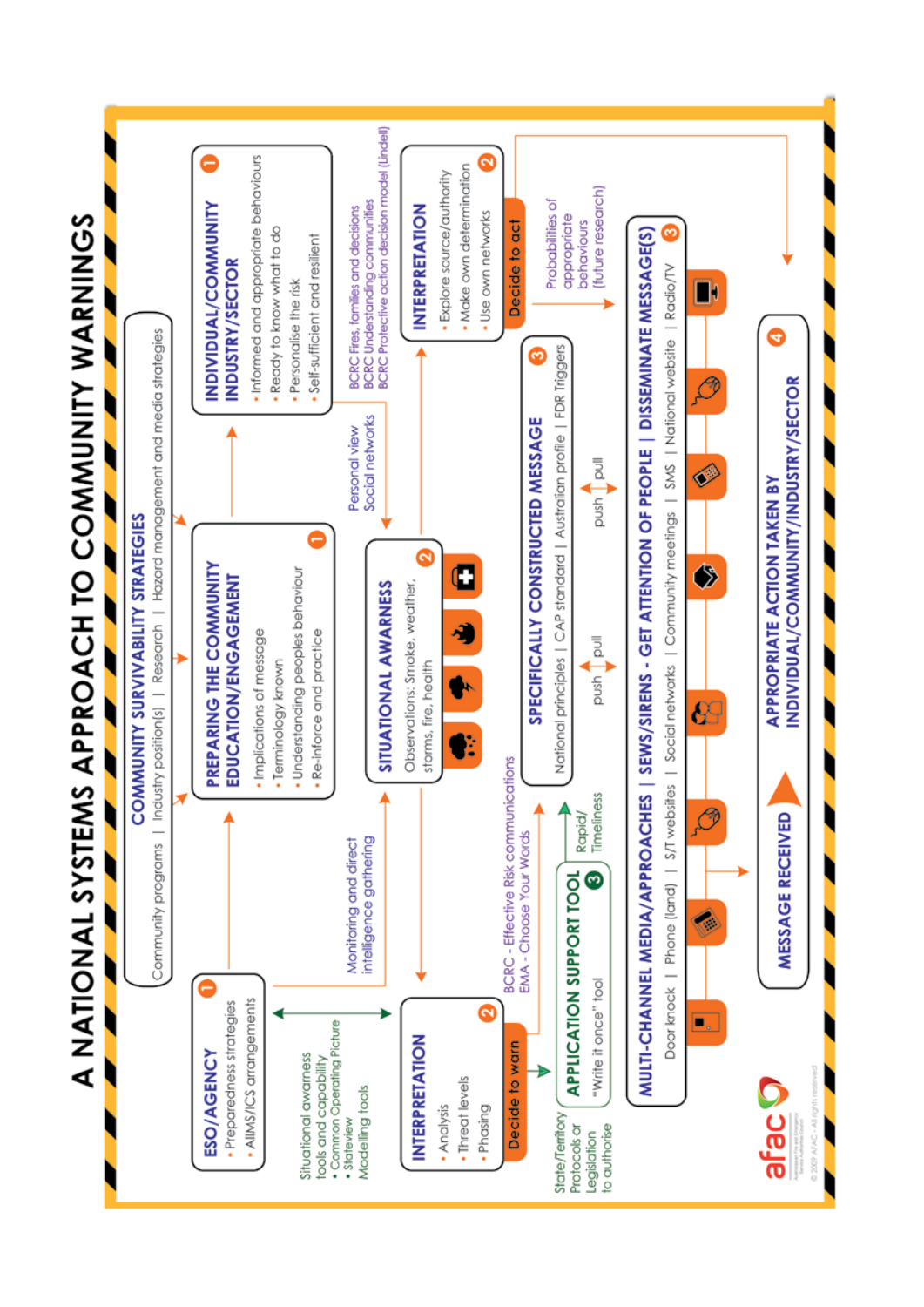# A NATIONAL SYSTEMS APPROACH TO COMMUNITY WARNINGS

**COMMUNITY SURVIVABILITY STRATEGIES**
Community programs | Industry position(s) | Research | Hazard management and media strategies

**ESO/AGENCY** ①
- Preparedness strategies
- AIIMS/ICS arrangements

**PREPARING THE COMMUNITY EDUCATION/ENGAGEMENT** ①
- Implications of message
- Terminology known
- Understanding peoples behaviour
- Re-inforce and practice

**INDIVIDUAL/COMMUNITY INDUSTRY/SECTOR** ①
- Informed and appropriate behaviours
- Ready to know what to do
- Personalise the risk
- Self-sufficient and resilient

Situational awarness tools and capability
- Common Operating Picture
- Stateview
- Modelling tools

Monitoring and direct intelligence gathering

**SITUATIONAL AWARNESS** ②
Observations: Smoke, weather, storms, fire, health

Personal view
Social networks

BCRC Fires, families and decisions
BCRC Understanding communities
BCRC Protective action decision model (Lindell)

**INTERPRETATION** ②
- Analysis
- Threat levels
- Phasing

Decide to warn

**INTERPRETATION** ②
- Explore source/authority
- Make own determination
- Use own networks

Decide to act

Probabilities of appropriate behaviours (future research)

State/Territory Protocols or Legislation to authorise

**APPLICATION SUPPORT TOOL** ③
"Write it once" tool

Rapid/Timeliness

BCRC - Effective Risk communications
EMA - Choose Your Words

**SPECIFICALLY CONSTRUCTED MESSAGE** ③
National principles | CAP standard | Australian profile | FDR Triggers

push / pull

push / pull

**MULTI-CHANNEL MEDIA/APPROACHES | SEWS/SIRENS - GET ATTENTION OF PEOPLE | DISSEMINATE MESSAGE(S)** ③
Door knock | Phone (land) | S/T websites | Social networks | Community meetings | SMS | National website | Radio/TV

**MESSAGE RECEIVED**

**APPROPRIATE ACTION TAKEN BY INDIVIDUAL/COMMUNITY/INDUSTRY/SECTOR** ④

afac
© 2009 AFAC - All rights reserved